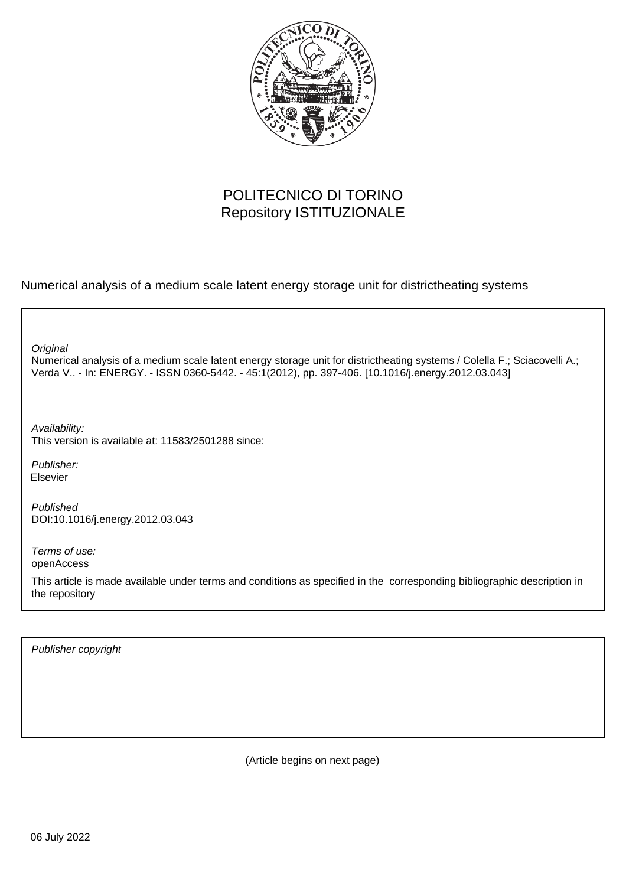POLITECNICO DI TORINO
Repository ISTITUZIONALE

Numerical analysis of a medium scale latent energy storage unit for districtheating systems

*Original*
Numerical analysis of a medium scale latent energy storage unit for districtheating systems / Colella F.; Sciacovelli A.; Verda V.. - In: ENERGY. - ISSN 0360-5442. - 45:1(2012), pp. 397-406. [10.1016/j.energy.2012.03.043]

*Availability:*
This version is available at: 11583/2501288 since:

*Publisher:*
Elsevier

*Published*
DOI:10.1016/j.energy.2012.03.043

*Terms of use:*
openAccess

This article is made available under terms and conditions as specified in the corresponding bibliographic description in the repository

*Publisher copyright*

(Article begins on next page)

06 July 2022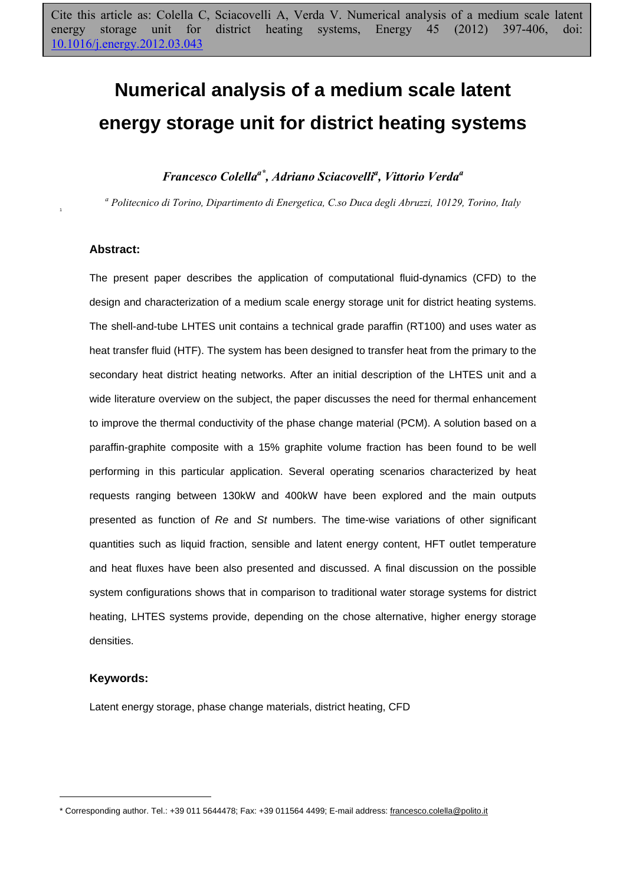Cite this article as: Colella C, Sciacovelli A, Verda V. Numerical analysis of a medium scale latent energy storage unit for district heating systems, Energy 45 (2012) 397-406, doi: 10.1016/j.energy.2012.03.043

# Numerical analysis of a medium scale latent energy storage unit for district heating systems

***Francesco Colella[a*], Adriano Sciacovelli[a], Vittorio Verda[a]***

*[a] Politecnico di Torino, Dipartimento di Energetica, C.so Duca degli Abruzzi, 10129, Torino, Italy*

### Abstract:

The present paper describes the application of computational fluid-dynamics (CFD) to the design and characterization of a medium scale energy storage unit for district heating systems. The shell-and-tube LHTES unit contains a technical grade paraffin (RT100) and uses water as heat transfer fluid (HTF). The system has been designed to transfer heat from the primary to the secondary heat district heating networks. After an initial description of the LHTES unit and a wide literature overview on the subject, the paper discusses the need for thermal enhancement to improve the thermal conductivity of the phase change material (PCM). A solution based on a paraffin-graphite composite with a 15% graphite volume fraction has been found to be well performing in this particular application. Several operating scenarios characterized by heat requests ranging between 130kW and 400kW have been explored and the main outputs presented as function of *Re* and *St* numbers. The time-wise variations of other significant quantities such as liquid fraction, sensible and latent energy content, HFT outlet temperature and heat fluxes have been also presented and discussed. A final discussion on the possible system configurations shows that in comparison to traditional water storage systems for district heating, LHTES systems provide, depending on the chose alternative, higher energy storage densities.

### Keywords:

Latent energy storage, phase change materials, district heating, CFD

* Corresponding author. Tel.: +39 011 5644478; Fax: +39 011564 4499; E-mail address: francesco.colella@polito.it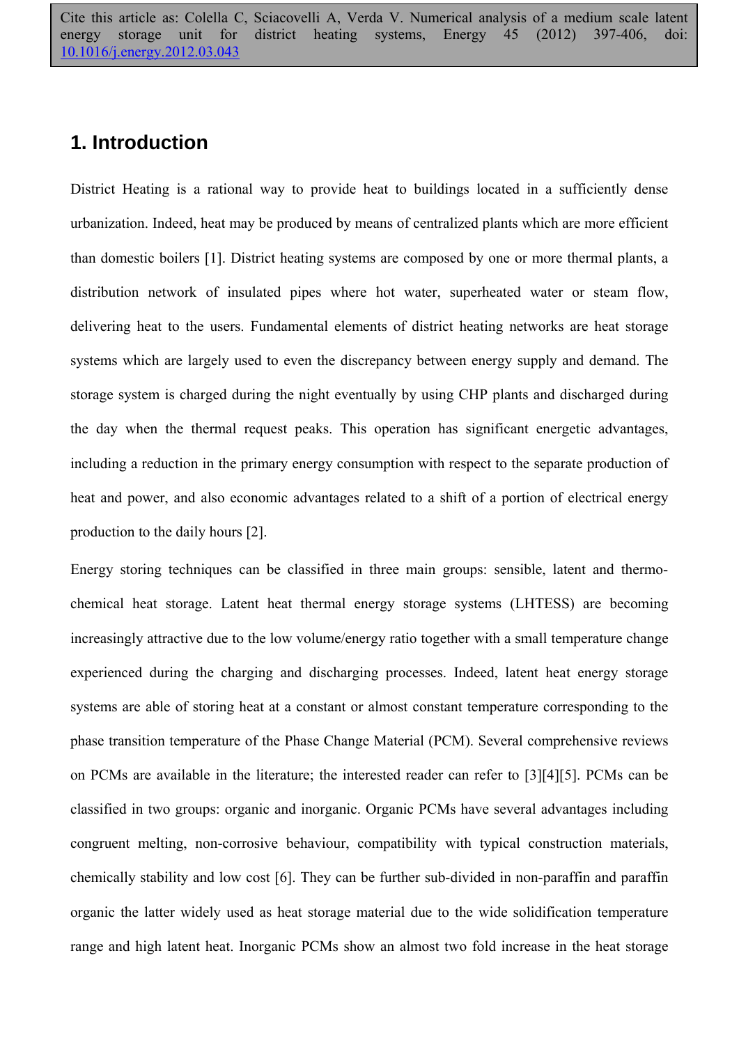Cite this article as: Colella C, Sciacovelli A, Verda V. Numerical analysis of a medium scale latent energy storage unit for district heating systems, Energy 45 (2012) 397-406, doi: 10.1016/j.energy.2012.03.043

## 1. Introduction

District Heating is a rational way to provide heat to buildings located in a sufficiently dense urbanization. Indeed, heat may be produced by means of centralized plants which are more efficient than domestic boilers [1]. District heating systems are composed by one or more thermal plants, a distribution network of insulated pipes where hot water, superheated water or steam flow, delivering heat to the users. Fundamental elements of district heating networks are heat storage systems which are largely used to even the discrepancy between energy supply and demand. The storage system is charged during the night eventually by using CHP plants and discharged during the day when the thermal request peaks. This operation has significant energetic advantages, including a reduction in the primary energy consumption with respect to the separate production of heat and power, and also economic advantages related to a shift of a portion of electrical energy production to the daily hours [2].

Energy storing techniques can be classified in three main groups: sensible, latent and thermo-chemical heat storage. Latent heat thermal energy storage systems (LHTESS) are becoming increasingly attractive due to the low volume/energy ratio together with a small temperature change experienced during the charging and discharging processes. Indeed, latent heat energy storage systems are able of storing heat at a constant or almost constant temperature corresponding to the phase transition temperature of the Phase Change Material (PCM). Several comprehensive reviews on PCMs are available in the literature; the interested reader can refer to [3][4][5]. PCMs can be classified in two groups: organic and inorganic. Organic PCMs have several advantages including congruent melting, non-corrosive behaviour, compatibility with typical construction materials, chemically stability and low cost [6]. They can be further sub-divided in non-paraffin and paraffin organic the latter widely used as heat storage material due to the wide solidification temperature range and high latent heat. Inorganic PCMs show an almost two fold increase in the heat storage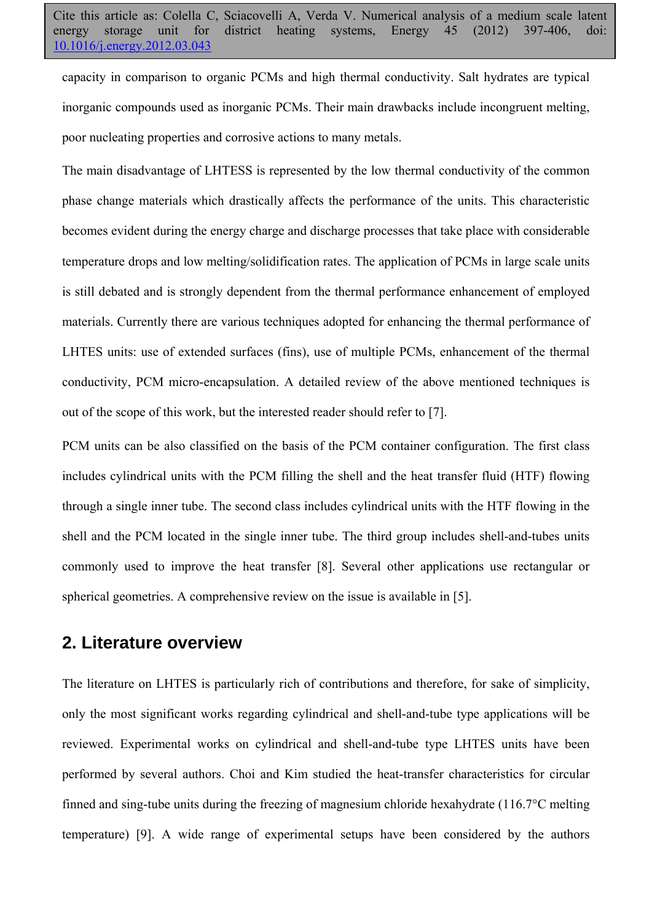capacity in comparison to organic PCMs and high thermal conductivity. Salt hydrates are typical inorganic compounds used as inorganic PCMs. Their main drawbacks include incongruent melting, poor nucleating properties and corrosive actions to many metals.

The main disadvantage of LHTESS is represented by the low thermal conductivity of the common phase change materials which drastically affects the performance of the units. This characteristic becomes evident during the energy charge and discharge processes that take place with considerable temperature drops and low melting/solidification rates. The application of PCMs in large scale units is still debated and is strongly dependent from the thermal performance enhancement of employed materials. Currently there are various techniques adopted for enhancing the thermal performance of LHTES units: use of extended surfaces (fins), use of multiple PCMs, enhancement of the thermal conductivity, PCM micro-encapsulation. A detailed review of the above mentioned techniques is out of the scope of this work, but the interested reader should refer to [7].

PCM units can be also classified on the basis of the PCM container configuration. The first class includes cylindrical units with the PCM filling the shell and the heat transfer fluid (HTF) flowing through a single inner tube. The second class includes cylindrical units with the HTF flowing in the shell and the PCM located in the single inner tube. The third group includes shell-and-tubes units commonly used to improve the heat transfer [8]. Several other applications use rectangular or spherical geometries. A comprehensive review on the issue is available in [5].

## 2. Literature overview

The literature on LHTES is particularly rich of contributions and therefore, for sake of simplicity, only the most significant works regarding cylindrical and shell-and-tube type applications will be reviewed. Experimental works on cylindrical and shell-and-tube type LHTES units have been performed by several authors. Choi and Kim studied the heat-transfer characteristics for circular finned and sing-tube units during the freezing of magnesium chloride hexahydrate (116.7°C melting temperature) [9]. A wide range of experimental setups have been considered by the authors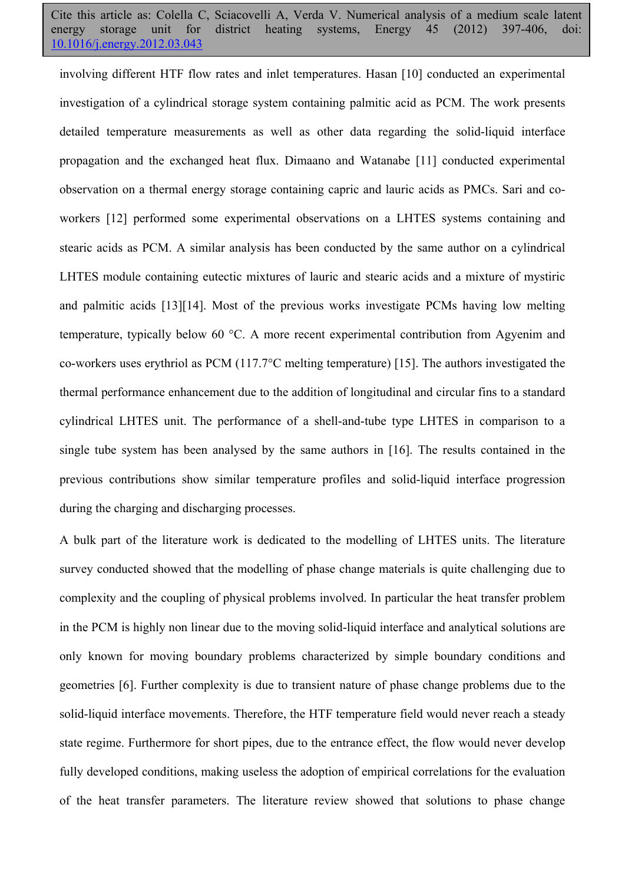involving different HTF flow rates and inlet temperatures. Hasan [10] conducted an experimental investigation of a cylindrical storage system containing palmitic acid as PCM. The work presents detailed temperature measurements as well as other data regarding the solid-liquid interface propagation and the exchanged heat flux. Dimaano and Watanabe [11] conducted experimental observation on a thermal energy storage containing capric and lauric acids as PMCs. Sari and co-workers [12] performed some experimental observations on a LHTES systems containing and stearic acids as PCM. A similar analysis has been conducted by the same author on a cylindrical LHTES module containing eutectic mixtures of lauric and stearic acids and a mixture of mystiric and palmitic acids [13][14]. Most of the previous works investigate PCMs having low melting temperature, typically below 60 °C. A more recent experimental contribution from Agyenim and co-workers uses erythriol as PCM (117.7°C melting temperature) [15]. The authors investigated the thermal performance enhancement due to the addition of longitudinal and circular fins to a standard cylindrical LHTES unit. The performance of a shell-and-tube type LHTES in comparison to a single tube system has been analysed by the same authors in [16]. The results contained in the previous contributions show similar temperature profiles and solid-liquid interface progression during the charging and discharging processes.

A bulk part of the literature work is dedicated to the modelling of LHTES units. The literature survey conducted showed that the modelling of phase change materials is quite challenging due to complexity and the coupling of physical problems involved. In particular the heat transfer problem in the PCM is highly non linear due to the moving solid-liquid interface and analytical solutions are only known for moving boundary problems characterized by simple boundary conditions and geometries [6]. Further complexity is due to transient nature of phase change problems due to the solid-liquid interface movements. Therefore, the HTF temperature field would never reach a steady state regime. Furthermore for short pipes, due to the entrance effect, the flow would never develop fully developed conditions, making useless the adoption of empirical correlations for the evaluation of the heat transfer parameters. The literature review showed that solutions to phase change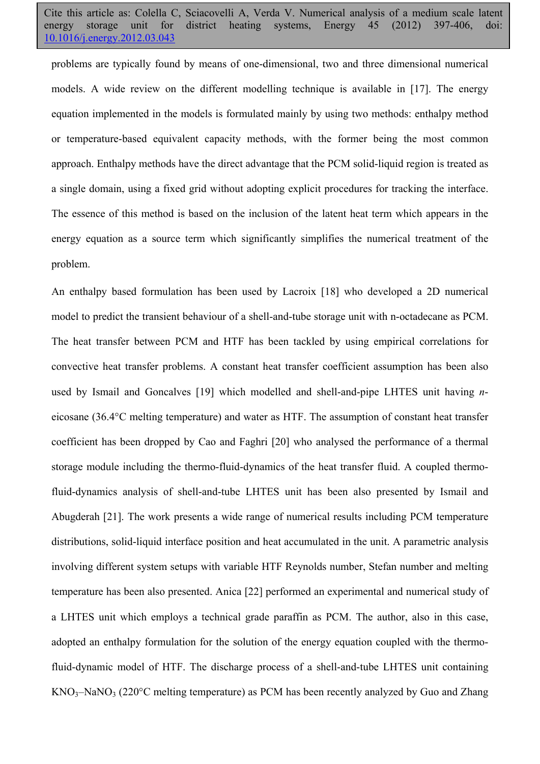problems are typically found by means of one-dimensional, two and three dimensional numerical models. A wide review on the different modelling technique is available in [17]. The energy equation implemented in the models is formulated mainly by using two methods: enthalpy method or temperature-based equivalent capacity methods, with the former being the most common approach. Enthalpy methods have the direct advantage that the PCM solid-liquid region is treated as a single domain, using a fixed grid without adopting explicit procedures for tracking the interface. The essence of this method is based on the inclusion of the latent heat term which appears in the energy equation as a source term which significantly simplifies the numerical treatment of the problem.

An enthalpy based formulation has been used by Lacroix [18] who developed a 2D numerical model to predict the transient behaviour of a shell-and-tube storage unit with n-octadecane as PCM. The heat transfer between PCM and HTF has been tackled by using empirical correlations for convective heat transfer problems. A constant heat transfer coefficient assumption has been also used by Ismail and Goncalves [19] which modelled and shell-and-pipe LHTES unit having *n*-eicosane (36.4°C melting temperature) and water as HTF. The assumption of constant heat transfer coefficient has been dropped by Cao and Faghri [20] who analysed the performance of a thermal storage module including the thermo-fluid-dynamics of the heat transfer fluid. A coupled thermo-fluid-dynamics analysis of shell-and-tube LHTES unit has been also presented by Ismail and Abugderah [21]. The work presents a wide range of numerical results including PCM temperature distributions, solid-liquid interface position and heat accumulated in the unit. A parametric analysis involving different system setups with variable HTF Reynolds number, Stefan number and melting temperature has been also presented. Anica [22] performed an experimental and numerical study of a LHTES unit which employs a technical grade paraffin as PCM. The author, also in this case, adopted an enthalpy formulation for the solution of the energy equation coupled with the thermo-fluid-dynamic model of HTF. The discharge process of a shell-and-tube LHTES unit containing $KNO_3$–$NaNO_3$ (220°C melting temperature) as PCM has been recently analyzed by Guo and Zhang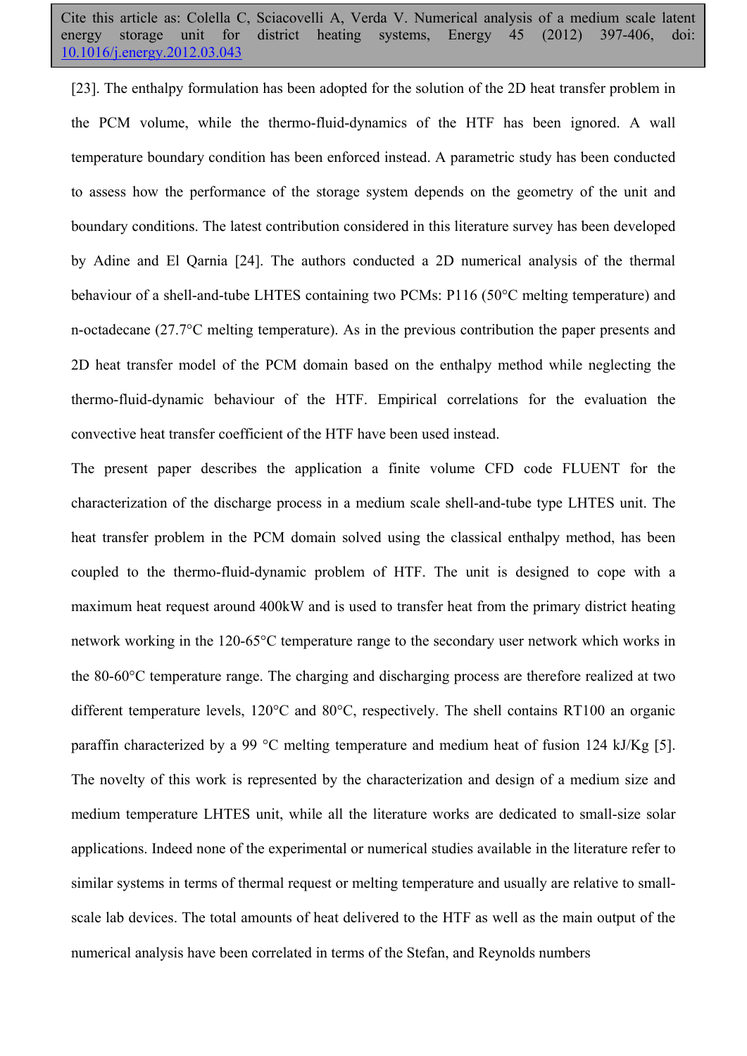[23]. The enthalpy formulation has been adopted for the solution of the 2D heat transfer problem in the PCM volume, while the thermo-fluid-dynamics of the HTF has been ignored. A wall temperature boundary condition has been enforced instead. A parametric study has been conducted to assess how the performance of the storage system depends on the geometry of the unit and boundary conditions. The latest contribution considered in this literature survey has been developed by Adine and El Qarnia [24]. The authors conducted a 2D numerical analysis of the thermal behaviour of a shell-and-tube LHTES containing two PCMs: P116 (50°C melting temperature) and n-octadecane (27.7°C melting temperature). As in the previous contribution the paper presents and 2D heat transfer model of the PCM domain based on the enthalpy method while neglecting the thermo-fluid-dynamic behaviour of the HTF. Empirical correlations for the evaluation the convective heat transfer coefficient of the HTF have been used instead.

The present paper describes the application a finite volume CFD code FLUENT for the characterization of the discharge process in a medium scale shell-and-tube type LHTES unit. The heat transfer problem in the PCM domain solved using the classical enthalpy method, has been coupled to the thermo-fluid-dynamic problem of HTF. The unit is designed to cope with a maximum heat request around 400kW and is used to transfer heat from the primary district heating network working in the 120-65°C temperature range to the secondary user network which works in the 80-60°C temperature range. The charging and discharging process are therefore realized at two different temperature levels, 120°C and 80°C, respectively. The shell contains RT100 an organic paraffin characterized by a 99 °C melting temperature and medium heat of fusion 124 kJ/Kg [5]. The novelty of this work is represented by the characterization and design of a medium size and medium temperature LHTES unit, while all the literature works are dedicated to small-size solar applications. Indeed none of the experimental or numerical studies available in the literature refer to similar systems in terms of thermal request or melting temperature and usually are relative to small-scale lab devices. The total amounts of heat delivered to the HTF as well as the main output of the numerical analysis have been correlated in terms of the Stefan, and Reynolds numbers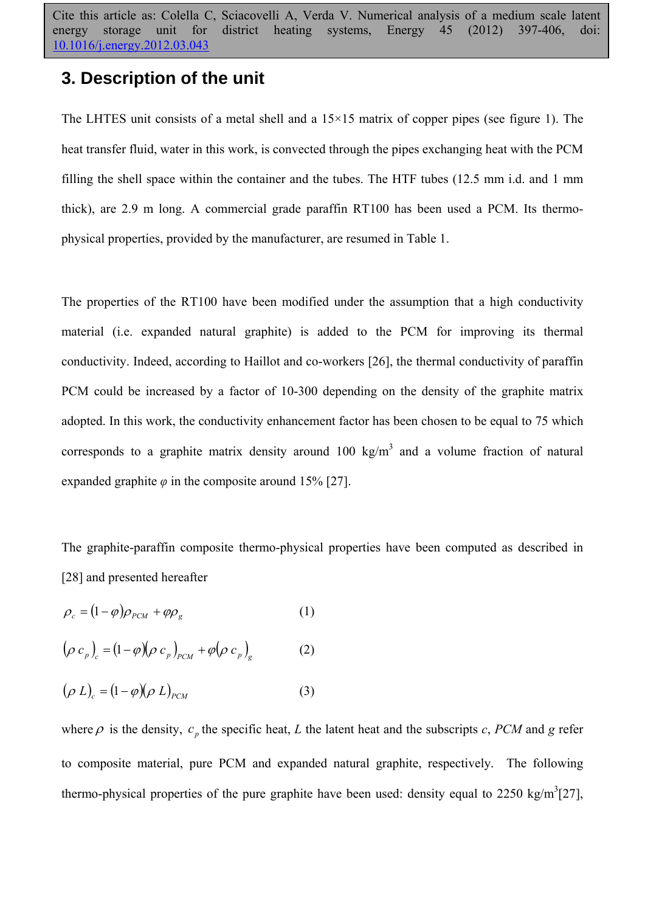## 3. Description of the unit

The LHTES unit consists of a metal shell and a 15×15 matrix of copper pipes (see figure 1). The heat transfer fluid, water in this work, is convected through the pipes exchanging heat with the PCM filling the shell space within the container and the tubes. The HTF tubes (12.5 mm i.d. and 1 mm thick), are 2.9 m long. A commercial grade paraffin RT100 has been used a PCM. Its thermo-physical properties, provided by the manufacturer, are resumed in Table 1.

The properties of the RT100 have been modified under the assumption that a high conductivity material (i.e. expanded natural graphite) is added to the PCM for improving its thermal conductivity. Indeed, according to Haillot and co-workers [26], the thermal conductivity of paraffin PCM could be increased by a factor of 10-300 depending on the density of the graphite matrix adopted. In this work, the conductivity enhancement factor has been chosen to be equal to 75 which corresponds to a graphite matrix density around 100 kg/m$^3$ and a volume fraction of natural expanded graphite $\varphi$ in the composite around 15% [27].

The graphite-paraffin composite thermo-physical properties have been computed as described in [28] and presented hereafter

$$\rho_c = (1-\varphi)\rho_{PCM} + \varphi\rho_g \qquad (1)$$

$$(\rho\, c_p)_c = (1-\varphi)(\rho\, c_p)_{PCM} + \varphi(\rho\, c_p)_g \qquad (2)$$

$$(\rho\, L)_c = (1-\varphi)(\rho\, L)_{PCM} \qquad (3)$$

where $\rho$ is the density, $c_p$ the specific heat, $L$ the latent heat and the subscripts $c$, $PCM$ and $g$ refer to composite material, pure PCM and expanded natural graphite, respectively. The following thermo-physical properties of the pure graphite have been used: density equal to 2250 kg/m$^3$[27],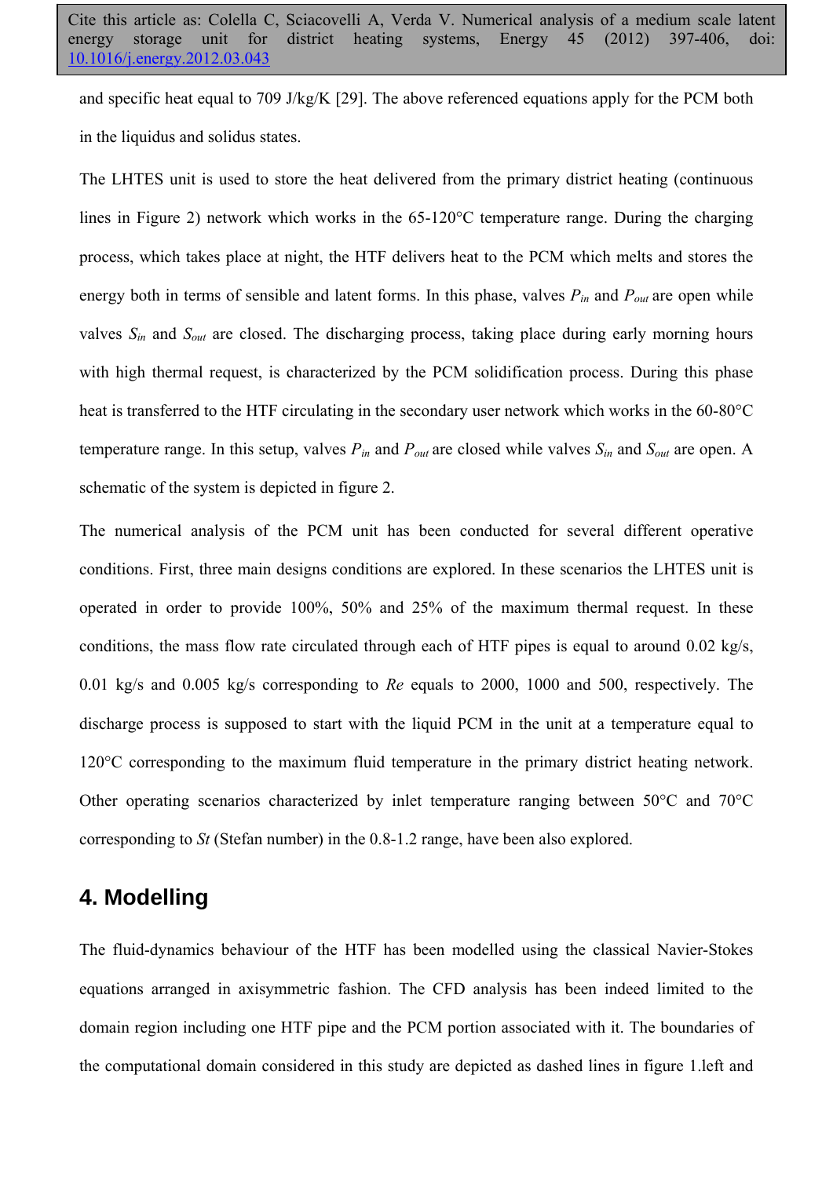and specific heat equal to 709 J/kg/K [29]. The above referenced equations apply for the PCM both in the liquidus and solidus states.

The LHTES unit is used to store the heat delivered from the primary district heating (continuous lines in Figure 2) network which works in the 65-120°C temperature range. During the charging process, which takes place at night, the HTF delivers heat to the PCM which melts and stores the energy both in terms of sensible and latent forms. In this phase, valves $P_{in}$ and $P_{out}$ are open while valves $S_{in}$ and $S_{out}$ are closed. The discharging process, taking place during early morning hours with high thermal request, is characterized by the PCM solidification process. During this phase heat is transferred to the HTF circulating in the secondary user network which works in the 60-80°C temperature range. In this setup, valves $P_{in}$ and $P_{out}$ are closed while valves $S_{in}$ and $S_{out}$ are open. A schematic of the system is depicted in figure 2.

The numerical analysis of the PCM unit has been conducted for several different operative conditions. First, three main designs conditions are explored. In these scenarios the LHTES unit is operated in order to provide 100%, 50% and 25% of the maximum thermal request. In these conditions, the mass flow rate circulated through each of HTF pipes is equal to around 0.02 kg/s, 0.01 kg/s and 0.005 kg/s corresponding to $Re$ equals to 2000, 1000 and 500, respectively. The discharge process is supposed to start with the liquid PCM in the unit at a temperature equal to 120°C corresponding to the maximum fluid temperature in the primary district heating network. Other operating scenarios characterized by inlet temperature ranging between 50°C and 70°C corresponding to $St$ (Stefan number) in the 0.8-1.2 range, have been also explored.

## 4. Modelling

The fluid-dynamics behaviour of the HTF has been modelled using the classical Navier-Stokes equations arranged in axisymmetric fashion. The CFD analysis has been indeed limited to the domain region including one HTF pipe and the PCM portion associated with it. The boundaries of the computational domain considered in this study are depicted as dashed lines in figure 1.left and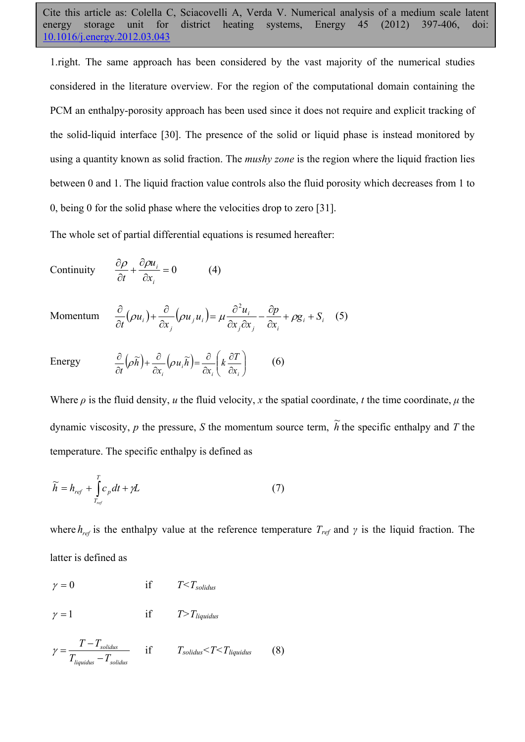1.right. The same approach has been considered by the vast majority of the numerical studies considered in the literature overview. For the region of the computational domain containing the PCM an enthalpy-porosity approach has been used since it does not require and explicit tracking of the solid-liquid interface [30]. The presence of the solid or liquid phase is instead monitored by using a quantity known as solid fraction. The *mushy zone* is the region where the liquid fraction lies between 0 and 1. The liquid fraction value controls also the fluid porosity which decreases from 1 to 0, being 0 for the solid phase where the velocities drop to zero [31].

The whole set of partial differential equations is resumed hereafter:

Continuity $$\frac{\partial \rho}{\partial t} + \frac{\partial \rho u_i}{\partial x_i} = 0 \qquad (4)$$

Momentum $$\frac{\partial}{\partial t}(\rho u_i) + \frac{\partial}{\partial x_j}(\rho u_j u_i) = \mu \frac{\partial^2 u_i}{\partial x_j \partial x_j} - \frac{\partial p}{\partial x_i} + \rho g_i + S_i \qquad (5)$$

Energy $$\frac{\partial}{\partial t}(\rho \tilde{h}) + \frac{\partial}{\partial x_i}(\rho u_i \tilde{h}) = \frac{\partial}{\partial x_i}\left(k \frac{\partial T}{\partial x_i}\right) \qquad (6)$$

Where $\rho$ is the fluid density, $u$ the fluid velocity, $x$ the spatial coordinate, $t$ the time coordinate, $\mu$ the dynamic viscosity, $p$ the pressure, $S$ the momentum source term, $\tilde{h}$ the specific enthalpy and $T$ the temperature. The specific enthalpy is defined as

$$\tilde{h} = h_{ref} + \int_{T_{ref}}^{T} c_p dt + \gamma L \qquad (7)$$

where $h_{ref}$ is the enthalpy value at the reference temperature $T_{ref}$ and $\gamma$ is the liquid fraction. The latter is defined as

$$\gamma = 0 \qquad \text{if} \qquad T < T_{solidus}$$

$$\gamma = 1 \qquad \text{if} \qquad T > T_{liquidus}$$

$$\gamma = \frac{T - T_{solidus}}{T_{liquidus} - T_{solidus}} \qquad \text{if} \qquad T_{solidus} < T < T_{liquidus} \qquad (8)$$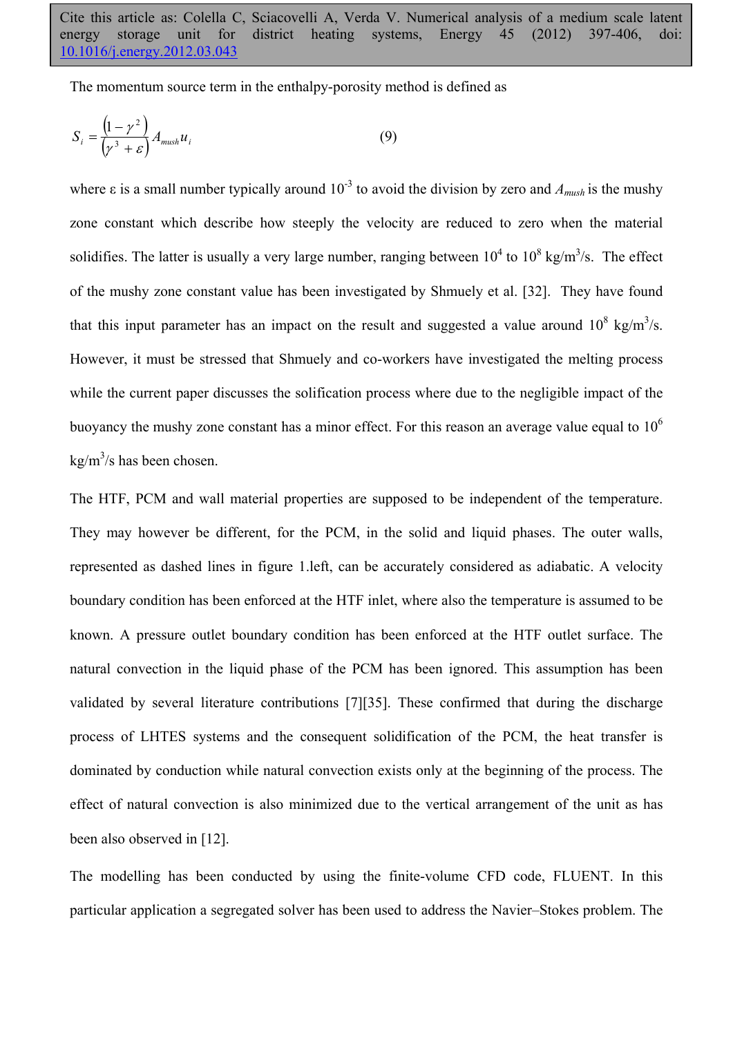The momentum source term in the enthalpy-porosity method is defined as

$$S_i = \frac{\left(1-\gamma^2\right)}{\left(\gamma^3+\varepsilon\right)} A_{mush} u_i \qquad (9)$$

where ε is a small number typically around $10^{-3}$ to avoid the division by zero and $A_{mush}$ is the mushy zone constant which describe how steeply the velocity are reduced to zero when the material solidifies. The latter is usually a very large number, ranging between $10^4$ to $10^8$ kg/m$^3$/s. The effect of the mushy zone constant value has been investigated by Shmuely et al. [32]. They have found that this input parameter has an impact on the result and suggested a value around $10^8$ kg/m$^3$/s. However, it must be stressed that Shmuely and co-workers have investigated the melting process while the current paper discusses the solification process where due to the negligible impact of the buoyancy the mushy zone constant has a minor effect. For this reason an average value equal to $10^6$ kg/m$^3$/s has been chosen.

The HTF, PCM and wall material properties are supposed to be independent of the temperature. They may however be different, for the PCM, in the solid and liquid phases. The outer walls, represented as dashed lines in figure 1.left, can be accurately considered as adiabatic. A velocity boundary condition has been enforced at the HTF inlet, where also the temperature is assumed to be known. A pressure outlet boundary condition has been enforced at the HTF outlet surface. The natural convection in the liquid phase of the PCM has been ignored. This assumption has been validated by several literature contributions [7][35]. These confirmed that during the discharge process of LHTES systems and the consequent solidification of the PCM, the heat transfer is dominated by conduction while natural convection exists only at the beginning of the process. The effect of natural convection is also minimized due to the vertical arrangement of the unit as has been also observed in [12].

The modelling has been conducted by using the finite-volume CFD code, FLUENT. In this particular application a segregated solver has been used to address the Navier–Stokes problem. The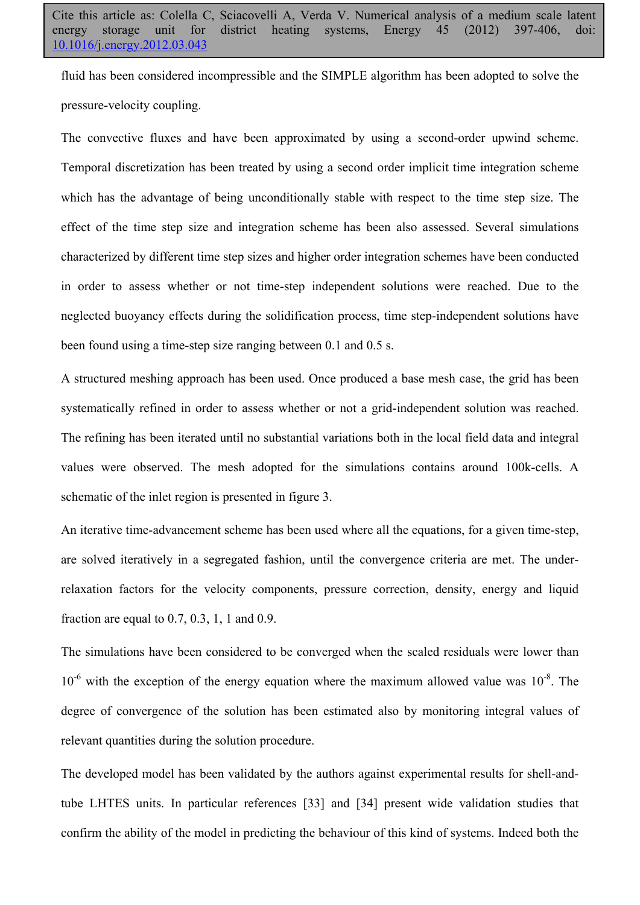fluid has been considered incompressible and the SIMPLE algorithm has been adopted to solve the pressure-velocity coupling.

The convective fluxes and have been approximated by using a second-order upwind scheme. Temporal discretization has been treated by using a second order implicit time integration scheme which has the advantage of being unconditionally stable with respect to the time step size. The effect of the time step size and integration scheme has been also assessed. Several simulations characterized by different time step sizes and higher order integration schemes have been conducted in order to assess whether or not time-step independent solutions were reached. Due to the neglected buoyancy effects during the solidification process, time step-independent solutions have been found using a time-step size ranging between 0.1 and 0.5 s.

A structured meshing approach has been used. Once produced a base mesh case, the grid has been systematically refined in order to assess whether or not a grid-independent solution was reached. The refining has been iterated until no substantial variations both in the local field data and integral values were observed. The mesh adopted for the simulations contains around 100k-cells. A schematic of the inlet region is presented in figure 3.

An iterative time-advancement scheme has been used where all the equations, for a given time-step, are solved iteratively in a segregated fashion, until the convergence criteria are met. The under-relaxation factors for the velocity components, pressure correction, density, energy and liquid fraction are equal to 0.7, 0.3, 1, 1 and 0.9.

The simulations have been considered to be converged when the scaled residuals were lower than $10^{-6}$ with the exception of the energy equation where the maximum allowed value was $10^{-8}$. The degree of convergence of the solution has been estimated also by monitoring integral values of relevant quantities during the solution procedure.

The developed model has been validated by the authors against experimental results for shell-and-tube LHTES units. In particular references [33] and [34] present wide validation studies that confirm the ability of the model in predicting the behaviour of this kind of systems. Indeed both the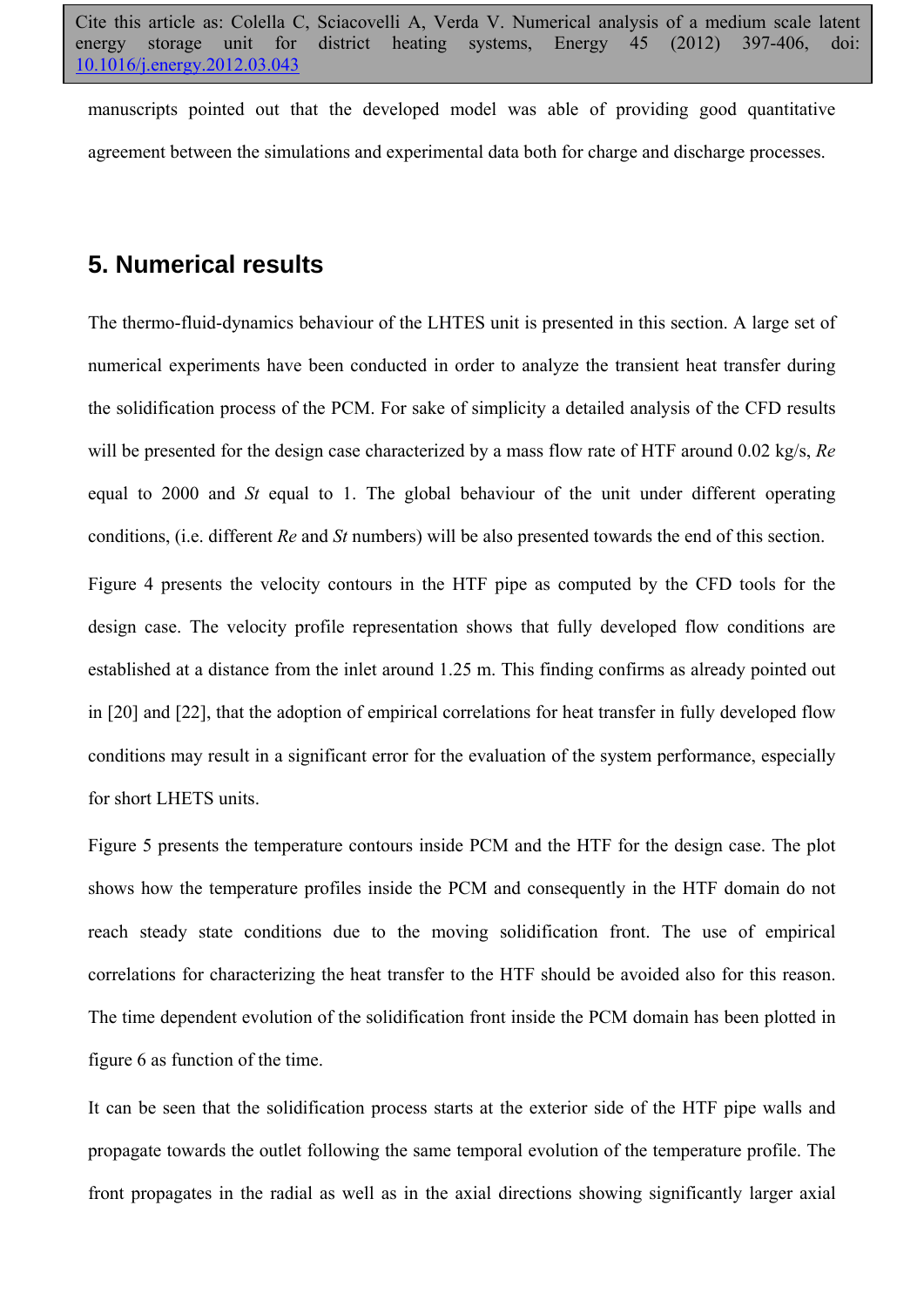manuscripts pointed out that the developed model was able of providing good quantitative agreement between the simulations and experimental data both for charge and discharge processes.

## 5. Numerical results

The thermo-fluid-dynamics behaviour of the LHTES unit is presented in this section. A large set of numerical experiments have been conducted in order to analyze the transient heat transfer during the solidification process of the PCM. For sake of simplicity a detailed analysis of the CFD results will be presented for the design case characterized by a mass flow rate of HTF around 0.02 kg/s, *Re* equal to 2000 and *St* equal to 1. The global behaviour of the unit under different operating conditions, (i.e. different *Re* and *St* numbers) will be also presented towards the end of this section.

Figure 4 presents the velocity contours in the HTF pipe as computed by the CFD tools for the design case. The velocity profile representation shows that fully developed flow conditions are established at a distance from the inlet around 1.25 m. This finding confirms as already pointed out in [20] and [22], that the adoption of empirical correlations for heat transfer in fully developed flow conditions may result in a significant error for the evaluation of the system performance, especially for short LHETS units.

Figure 5 presents the temperature contours inside PCM and the HTF for the design case. The plot shows how the temperature profiles inside the PCM and consequently in the HTF domain do not reach steady state conditions due to the moving solidification front. The use of empirical correlations for characterizing the heat transfer to the HTF should be avoided also for this reason. The time dependent evolution of the solidification front inside the PCM domain has been plotted in figure 6 as function of the time.

It can be seen that the solidification process starts at the exterior side of the HTF pipe walls and propagate towards the outlet following the same temporal evolution of the temperature profile. The front propagates in the radial as well as in the axial directions showing significantly larger axial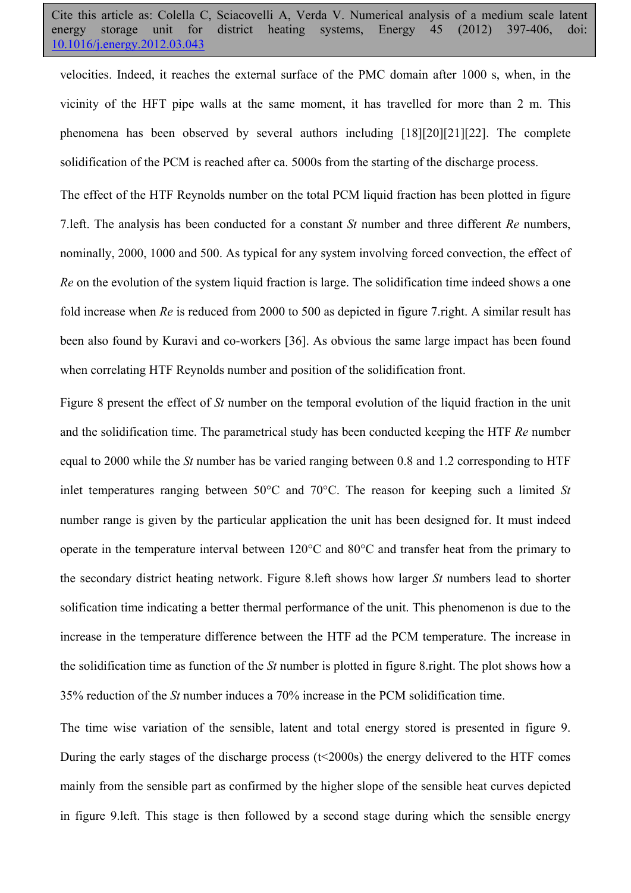velocities. Indeed, it reaches the external surface of the PMC domain after 1000 s, when, in the vicinity of the HFT pipe walls at the same moment, it has travelled for more than 2 m. This phenomena has been observed by several authors including [18][20][21][22]. The complete solidification of the PCM is reached after ca. 5000s from the starting of the discharge process.

The effect of the HTF Reynolds number on the total PCM liquid fraction has been plotted in figure 7.left. The analysis has been conducted for a constant *St* number and three different *Re* numbers, nominally, 2000, 1000 and 500. As typical for any system involving forced convection, the effect of *Re* on the evolution of the system liquid fraction is large. The solidification time indeed shows a one fold increase when *Re* is reduced from 2000 to 500 as depicted in figure 7.right. A similar result has been also found by Kuravi and co-workers [36]. As obvious the same large impact has been found when correlating HTF Reynolds number and position of the solidification front.

Figure 8 present the effect of *St* number on the temporal evolution of the liquid fraction in the unit and the solidification time. The parametrical study has been conducted keeping the HTF *Re* number equal to 2000 while the *St* number has be varied ranging between 0.8 and 1.2 corresponding to HTF inlet temperatures ranging between 50°C and 70°C. The reason for keeping such a limited *St* number range is given by the particular application the unit has been designed for. It must indeed operate in the temperature interval between 120°C and 80°C and transfer heat from the primary to the secondary district heating network. Figure 8.left shows how larger *St* numbers lead to shorter solification time indicating a better thermal performance of the unit. This phenomenon is due to the increase in the temperature difference between the HTF ad the PCM temperature. The increase in the solidification time as function of the *St* number is plotted in figure 8.right. The plot shows how a 35% reduction of the *St* number induces a 70% increase in the PCM solidification time.

The time wise variation of the sensible, latent and total energy stored is presented in figure 9. During the early stages of the discharge process (t<2000s) the energy delivered to the HTF comes mainly from the sensible part as confirmed by the higher slope of the sensible heat curves depicted in figure 9.left. This stage is then followed by a second stage during which the sensible energy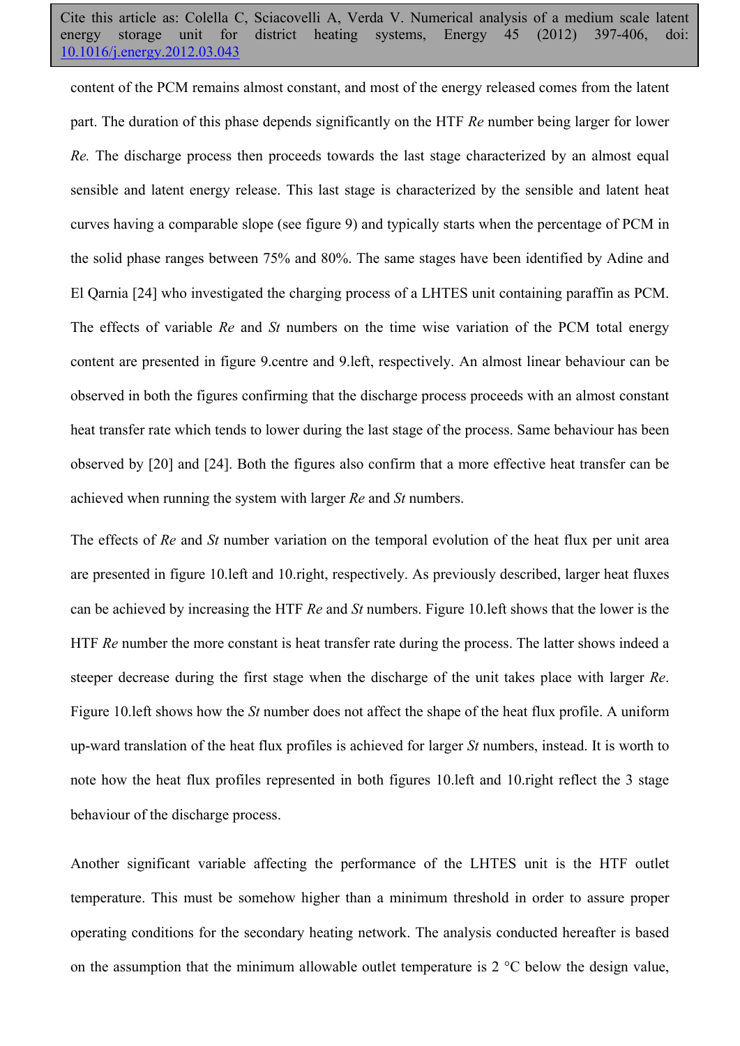content of the PCM remains almost constant, and most of the energy released comes from the latent part. The duration of this phase depends significantly on the HTF *Re* number being larger for lower *Re.* The discharge process then proceeds towards the last stage characterized by an almost equal sensible and latent energy release. This last stage is characterized by the sensible and latent heat curves having a comparable slope (see figure 9) and typically starts when the percentage of PCM in the solid phase ranges between 75% and 80%. The same stages have been identified by Adine and El Qarnia [24] who investigated the charging process of a LHTES unit containing paraffin as PCM. The effects of variable *Re* and *St* numbers on the time wise variation of the PCM total energy content are presented in figure 9.centre and 9.left, respectively. An almost linear behaviour can be observed in both the figures confirming that the discharge process proceeds with an almost constant heat transfer rate which tends to lower during the last stage of the process. Same behaviour has been observed by [20] and [24]. Both the figures also confirm that a more effective heat transfer can be achieved when running the system with larger *Re* and *St* numbers.

The effects of *Re* and *St* number variation on the temporal evolution of the heat flux per unit area are presented in figure 10.left and 10.right, respectively. As previously described, larger heat fluxes can be achieved by increasing the HTF *Re* and *St* numbers. Figure 10.left shows that the lower is the HTF *Re* number the more constant is heat transfer rate during the process. The latter shows indeed a steeper decrease during the first stage when the discharge of the unit takes place with larger *Re*. Figure 10.left shows how the *St* number does not affect the shape of the heat flux profile. A uniform up-ward translation of the heat flux profiles is achieved for larger *St* numbers, instead. It is worth to note how the heat flux profiles represented in both figures 10.left and 10.right reflect the 3 stage behaviour of the discharge process.

Another significant variable affecting the performance of the LHTES unit is the HTF outlet temperature. This must be somehow higher than a minimum threshold in order to assure proper operating conditions for the secondary heating network. The analysis conducted hereafter is based on the assumption that the minimum allowable outlet temperature is 2 °C below the design value,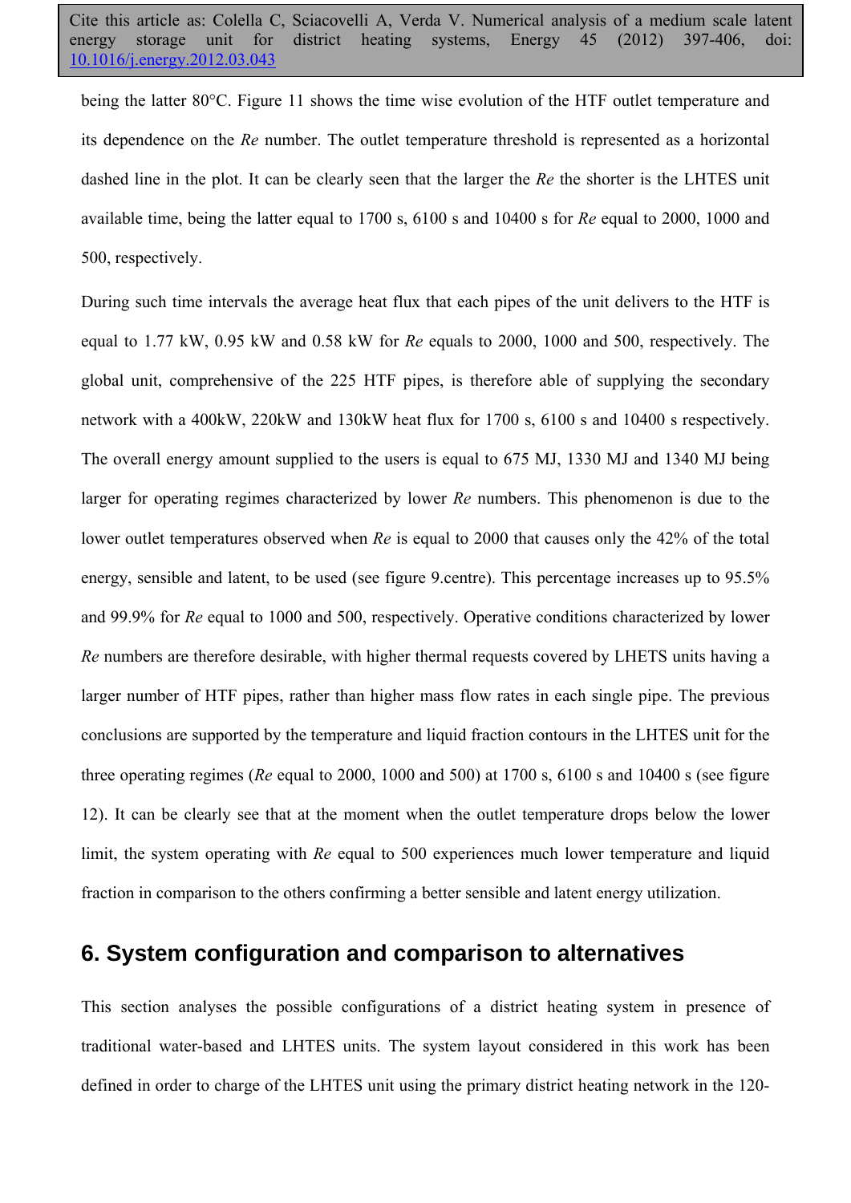being the latter 80°C. Figure 11 shows the time wise evolution of the HTF outlet temperature and its dependence on the *Re* number. The outlet temperature threshold is represented as a horizontal dashed line in the plot. It can be clearly seen that the larger the *Re* the shorter is the LHTES unit available time, being the latter equal to 1700 s, 6100 s and 10400 s for *Re* equal to 2000, 1000 and 500, respectively.

During such time intervals the average heat flux that each pipes of the unit delivers to the HTF is equal to 1.77 kW, 0.95 kW and 0.58 kW for *Re* equals to 2000, 1000 and 500, respectively. The global unit, comprehensive of the 225 HTF pipes, is therefore able of supplying the secondary network with a 400kW, 220kW and 130kW heat flux for 1700 s, 6100 s and 10400 s respectively. The overall energy amount supplied to the users is equal to 675 MJ, 1330 MJ and 1340 MJ being larger for operating regimes characterized by lower *Re* numbers. This phenomenon is due to the lower outlet temperatures observed when *Re* is equal to 2000 that causes only the 42% of the total energy, sensible and latent, to be used (see figure 9.centre). This percentage increases up to 95.5% and 99.9% for *Re* equal to 1000 and 500, respectively. Operative conditions characterized by lower *Re* numbers are therefore desirable, with higher thermal requests covered by LHETS units having a larger number of HTF pipes, rather than higher mass flow rates in each single pipe. The previous conclusions are supported by the temperature and liquid fraction contours in the LHTES unit for the three operating regimes (*Re* equal to 2000, 1000 and 500) at 1700 s, 6100 s and 10400 s (see figure 12). It can be clearly see that at the moment when the outlet temperature drops below the lower limit, the system operating with *Re* equal to 500 experiences much lower temperature and liquid fraction in comparison to the others confirming a better sensible and latent energy utilization.

## 6. System configuration and comparison to alternatives

This section analyses the possible configurations of a district heating system in presence of traditional water-based and LHTES units. The system layout considered in this work has been defined in order to charge of the LHTES unit using the primary district heating network in the 120-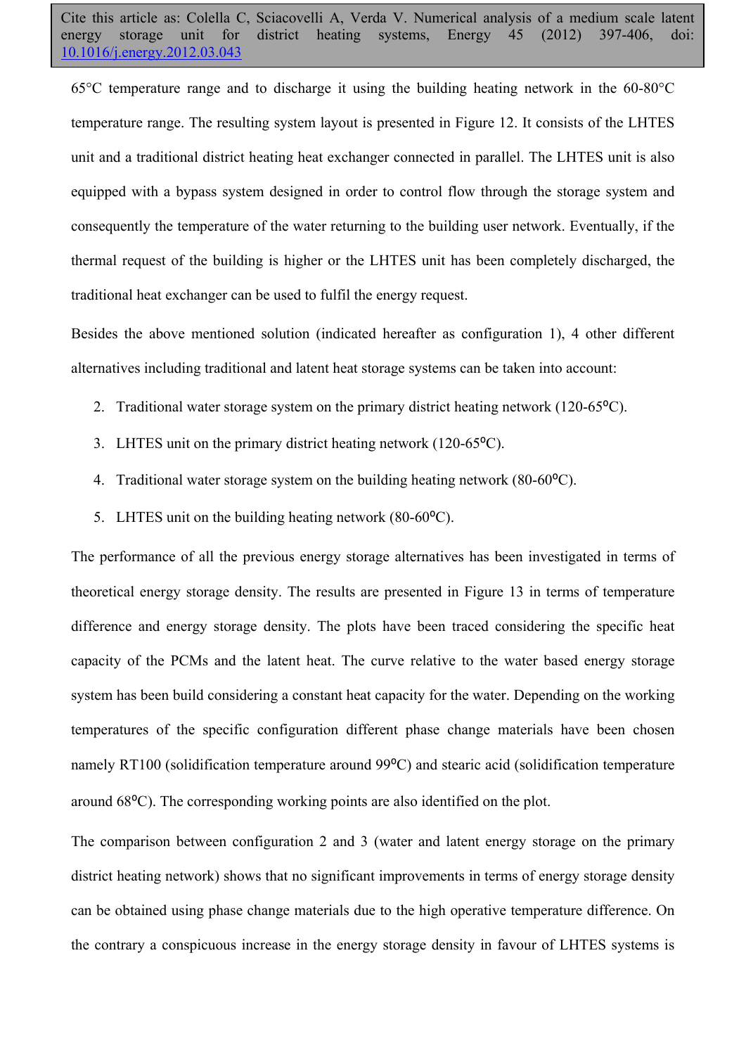65°C temperature range and to discharge it using the building heating network in the 60-80°C temperature range. The resulting system layout is presented in Figure 12. It consists of the LHTES unit and a traditional district heating heat exchanger connected in parallel. The LHTES unit is also equipped with a bypass system designed in order to control flow through the storage system and consequently the temperature of the water returning to the building user network. Eventually, if the thermal request of the building is higher or the LHTES unit has been completely discharged, the traditional heat exchanger can be used to fulfil the energy request.

Besides the above mentioned solution (indicated hereafter as configuration 1), 4 other different alternatives including traditional and latent heat storage systems can be taken into account:

2. Traditional water storage system on the primary district heating network (120-65ºC).
3. LHTES unit on the primary district heating network (120-65ºC).
4. Traditional water storage system on the building heating network (80-60ºC).
5. LHTES unit on the building heating network (80-60ºC).

The performance of all the previous energy storage alternatives has been investigated in terms of theoretical energy storage density. The results are presented in Figure 13 in terms of temperature difference and energy storage density. The plots have been traced considering the specific heat capacity of the PCMs and the latent heat. The curve relative to the water based energy storage system has been build considering a constant heat capacity for the water. Depending on the working temperatures of the specific configuration different phase change materials have been chosen namely RT100 (solidification temperature around 99ºC) and stearic acid (solidification temperature around 68ºC). The corresponding working points are also identified on the plot.

The comparison between configuration 2 and 3 (water and latent energy storage on the primary district heating network) shows that no significant improvements in terms of energy storage density can be obtained using phase change materials due to the high operative temperature difference. On the contrary a conspicuous increase in the energy storage density in favour of LHTES systems is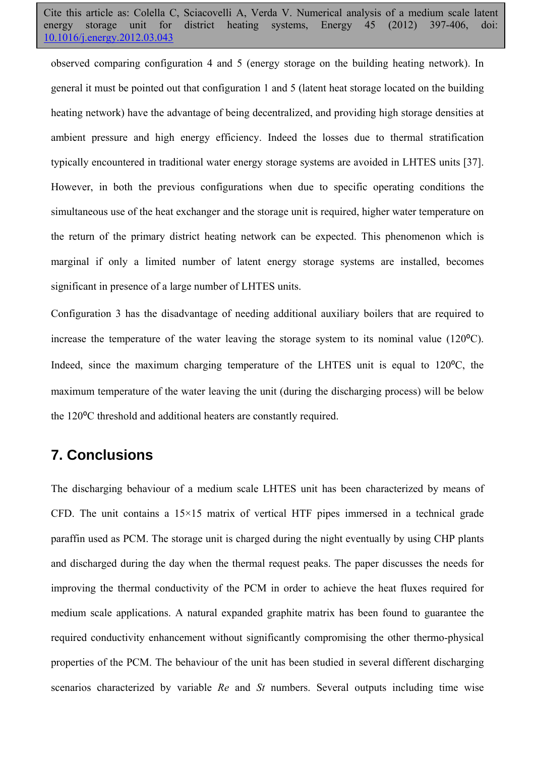observed comparing configuration 4 and 5 (energy storage on the building heating network). In general it must be pointed out that configuration 1 and 5 (latent heat storage located on the building heating network) have the advantage of being decentralized, and providing high storage densities at ambient pressure and high energy efficiency. Indeed the losses due to thermal stratification typically encountered in traditional water energy storage systems are avoided in LHTES units [37]. However, in both the previous configurations when due to specific operating conditions the simultaneous use of the heat exchanger and the storage unit is required, higher water temperature on the return of the primary district heating network can be expected. This phenomenon which is marginal if only a limited number of latent energy storage systems are installed, becomes significant in presence of a large number of LHTES units.

Configuration 3 has the disadvantage of needing additional auxiliary boilers that are required to increase the temperature of the water leaving the storage system to its nominal value (120ºC). Indeed, since the maximum charging temperature of the LHTES unit is equal to 120ºC, the maximum temperature of the water leaving the unit (during the discharging process) will be below the 120ºC threshold and additional heaters are constantly required.

## 7. Conclusions

The discharging behaviour of a medium scale LHTES unit has been characterized by means of CFD. The unit contains a 15×15 matrix of vertical HTF pipes immersed in a technical grade paraffin used as PCM. The storage unit is charged during the night eventually by using CHP plants and discharged during the day when the thermal request peaks. The paper discusses the needs for improving the thermal conductivity of the PCM in order to achieve the heat fluxes required for medium scale applications. A natural expanded graphite matrix has been found to guarantee the required conductivity enhancement without significantly compromising the other thermo-physical properties of the PCM. The behaviour of the unit has been studied in several different discharging scenarios characterized by variable *Re* and *St* numbers. Several outputs including time wise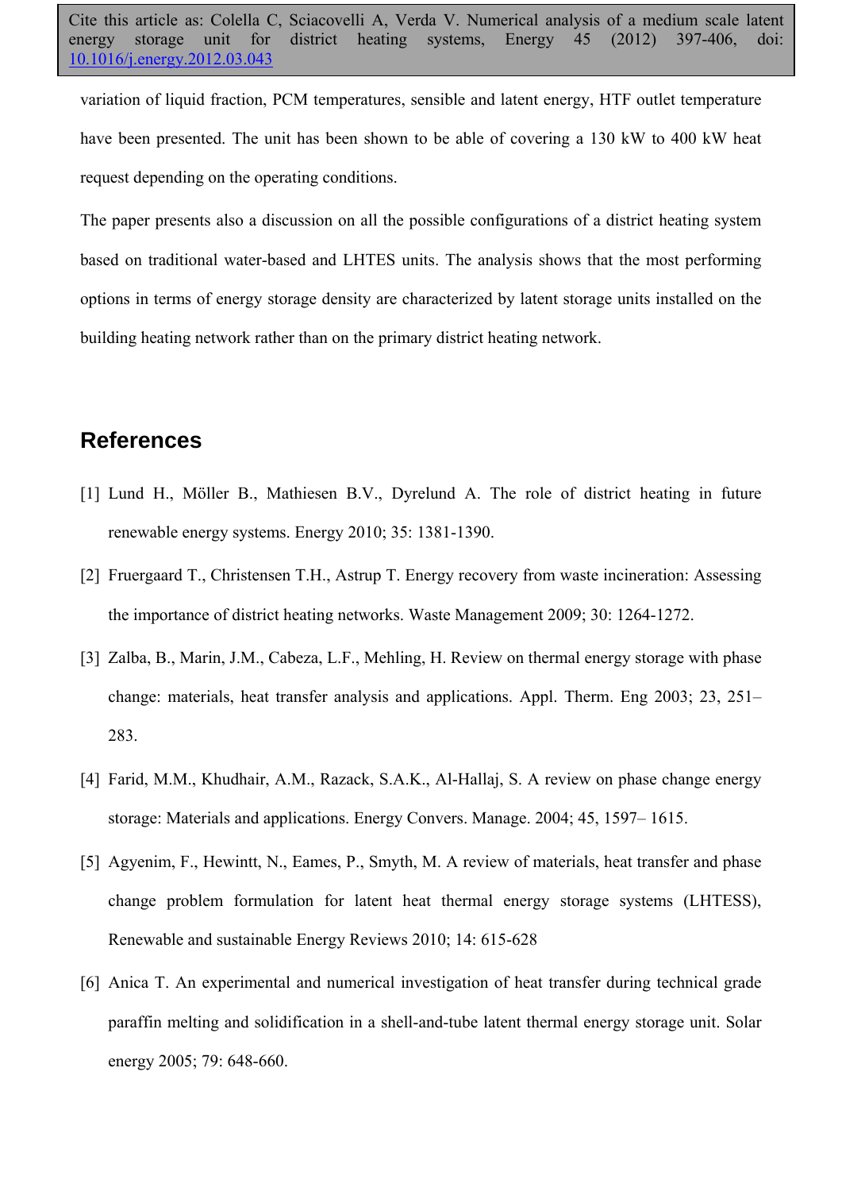variation of liquid fraction, PCM temperatures, sensible and latent energy, HTF outlet temperature have been presented. The unit has been shown to be able of covering a 130 kW to 400 kW heat request depending on the operating conditions.

The paper presents also a discussion on all the possible configurations of a district heating system based on traditional water-based and LHTES units. The analysis shows that the most performing options in terms of energy storage density are characterized by latent storage units installed on the building heating network rather than on the primary district heating network.

## References

[1] Lund H., Möller B., Mathiesen B.V., Dyrelund A. The role of district heating in future renewable energy systems. Energy 2010; 35: 1381-1390.

[2] Fruergaard T., Christensen T.H., Astrup T. Energy recovery from waste incineration: Assessing the importance of district heating networks. Waste Management 2009; 30: 1264-1272.

[3] Zalba, B., Marin, J.M., Cabeza, L.F., Mehling, H. Review on thermal energy storage with phase change: materials, heat transfer analysis and applications. Appl. Therm. Eng 2003; 23, 251–283.

[4] Farid, M.M., Khudhair, A.M., Razack, S.A.K., Al-Hallaj, S. A review on phase change energy storage: Materials and applications. Energy Convers. Manage. 2004; 45, 1597– 1615.

[5] Agyenim, F., Hewintt, N., Eames, P., Smyth, M. A review of materials, heat transfer and phase change problem formulation for latent heat thermal energy storage systems (LHTESS), Renewable and sustainable Energy Reviews 2010; 14: 615-628

[6] Anica T. An experimental and numerical investigation of heat transfer during technical grade paraffin melting and solidification in a shell-and-tube latent thermal energy storage unit. Solar energy 2005; 79: 648-660.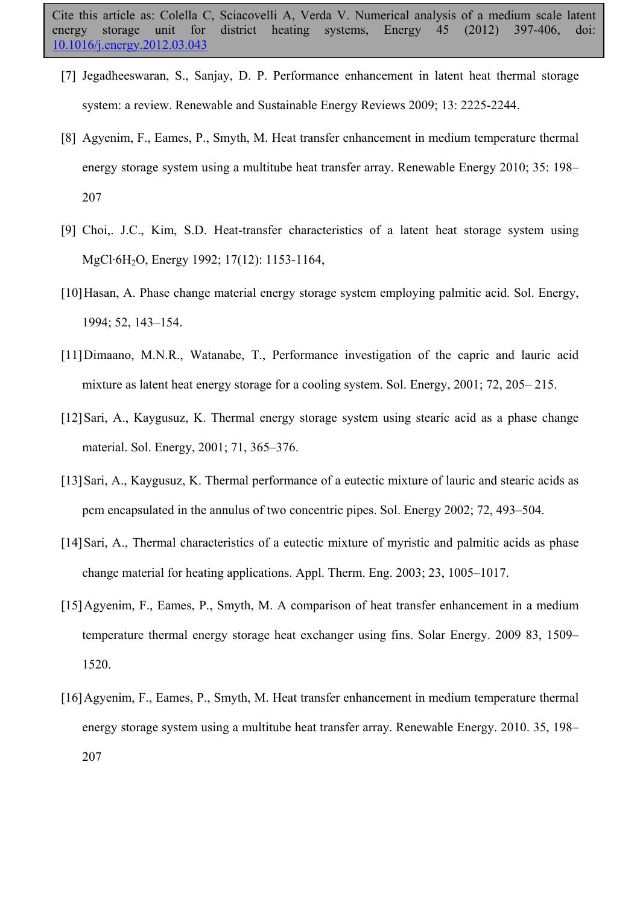[7] Jegadheeswaran, S., Sanjay, D. P. Performance enhancement in latent heat thermal storage system: a review. Renewable and Sustainable Energy Reviews 2009; 13: 2225-2244.

[8] Agyenim, F., Eames, P., Smyth, M. Heat transfer enhancement in medium temperature thermal energy storage system using a multitube heat transfer array. Renewable Energy 2010; 35: 198–207

[9] Choi,. J.C., Kim, S.D. Heat-transfer characteristics of a latent heat storage system using MgCl·6$H_2O$, Energy 1992; 17(12): 1153-1164,

[10] Hasan, A. Phase change material energy storage system employing palmitic acid. Sol. Energy, 1994; 52, 143–154.

[11] Dimaano, M.N.R., Watanabe, T., Performance investigation of the capric and lauric acid mixture as latent heat energy storage for a cooling system. Sol. Energy, 2001; 72, 205– 215.

[12] Sari, A., Kaygusuz, K. Thermal energy storage system using stearic acid as a phase change material. Sol. Energy, 2001; 71, 365–376.

[13] Sari, A., Kaygusuz, K. Thermal performance of a eutectic mixture of lauric and stearic acids as pcm encapsulated in the annulus of two concentric pipes. Sol. Energy 2002; 72, 493–504.

[14] Sari, A., Thermal characteristics of a eutectic mixture of myristic and palmitic acids as phase change material for heating applications. Appl. Therm. Eng. 2003; 23, 1005–1017.

[15] Agyenim, F., Eames, P., Smyth, M. A comparison of heat transfer enhancement in a medium temperature thermal energy storage heat exchanger using fins. Solar Energy. 2009 83, 1509–1520.

[16] Agyenim, F., Eames, P., Smyth, M. Heat transfer enhancement in medium temperature thermal energy storage system using a multitube heat transfer array. Renewable Energy. 2010. 35, 198–207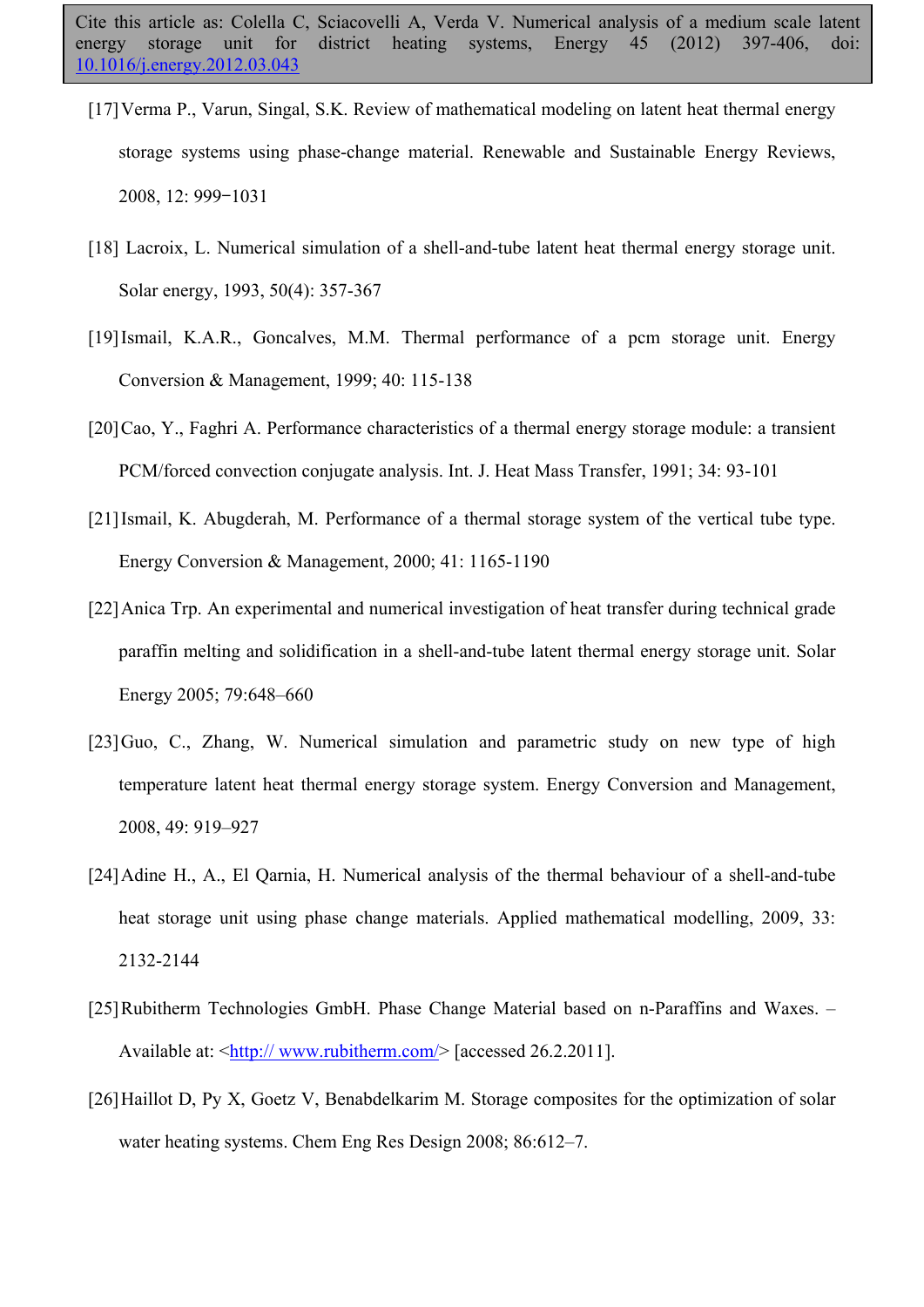[17] Verma P., Varun, Singal, S.K. Review of mathematical modeling on latent heat thermal energy storage systems using phase-change material. Renewable and Sustainable Energy Reviews, 2008, 12: 999‑1031

[18] Lacroix, L. Numerical simulation of a shell-and-tube latent heat thermal energy storage unit. Solar energy, 1993, 50(4): 357-367

[19] Ismail, K.A.R., Goncalves, M.M. Thermal performance of a pcm storage unit. Energy Conversion & Management, 1999; 40: 115-138

[20] Cao, Y., Faghri A. Performance characteristics of a thermal energy storage module: a transient PCM/forced convection conjugate analysis. Int. J. Heat Mass Transfer, 1991; 34: 93-101

[21] Ismail, K. Abugderah, M. Performance of a thermal storage system of the vertical tube type. Energy Conversion & Management, 2000; 41: 1165-1190

[22] Anica Trp. An experimental and numerical investigation of heat transfer during technical grade paraffin melting and solidification in a shell-and-tube latent thermal energy storage unit. Solar Energy 2005; 79:648–660

[23] Guo, C., Zhang, W. Numerical simulation and parametric study on new type of high temperature latent heat thermal energy storage system. Energy Conversion and Management, 2008, 49: 919–927

[24] Adine H., A., El Qarnia, H. Numerical analysis of the thermal behaviour of a shell-and-tube heat storage unit using phase change materials. Applied mathematical modelling, 2009, 33: 2132-2144

[25] Rubitherm Technologies GmbH. Phase Change Material based on n-Paraffins and Waxes. – Available at: <http:// www.rubitherm.com/> [accessed 26.2.2011].

[26] Haillot D, Py X, Goetz V, Benabdelkarim M. Storage composites for the optimization of solar water heating systems. Chem Eng Res Design 2008; 86:612–7.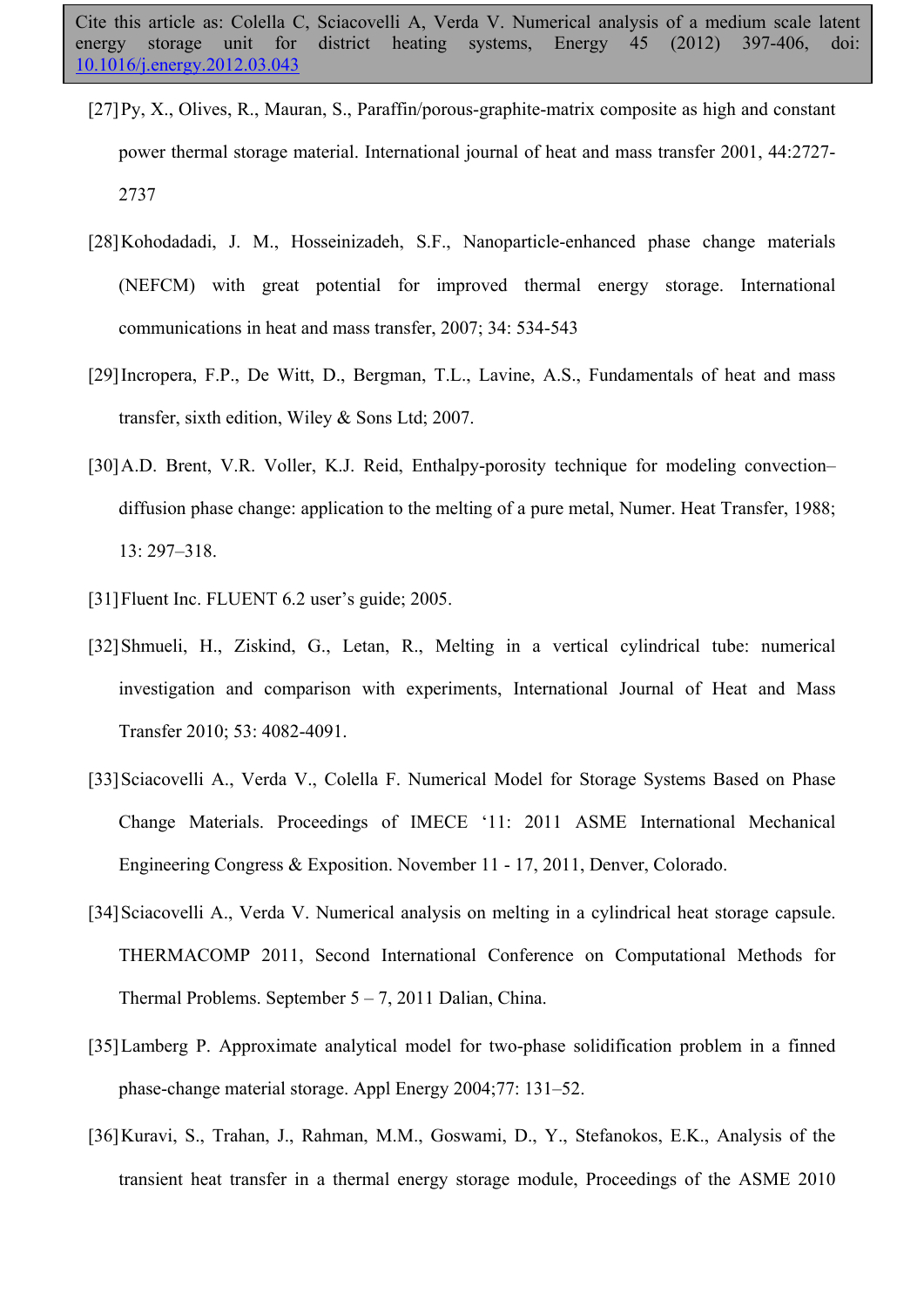[27] Py, X., Olives, R., Mauran, S., Paraffin/porous-graphite-matrix composite as high and constant power thermal storage material. International journal of heat and mass transfer 2001, 44:2727-2737

[28] Kohodadadi, J. M., Hosseinizadeh, S.F., Nanoparticle-enhanced phase change materials (NEFCM) with great potential for improved thermal energy storage. International communications in heat and mass transfer, 2007; 34: 534-543

[29] Incropera, F.P., De Witt, D., Bergman, T.L., Lavine, A.S., Fundamentals of heat and mass transfer, sixth edition, Wiley & Sons Ltd; 2007.

[30] A.D. Brent, V.R. Voller, K.J. Reid, Enthalpy-porosity technique for modeling convection–diffusion phase change: application to the melting of a pure metal, Numer. Heat Transfer, 1988; 13: 297–318.

[31] Fluent Inc. FLUENT 6.2 user's guide; 2005.

[32] Shmueli, H., Ziskind, G., Letan, R., Melting in a vertical cylindrical tube: numerical investigation and comparison with experiments, International Journal of Heat and Mass Transfer 2010; 53: 4082-4091.

[33] Sciacovelli A., Verda V., Colella F. Numerical Model for Storage Systems Based on Phase Change Materials. Proceedings of IMECE '11: 2011 ASME International Mechanical Engineering Congress & Exposition. November 11 - 17, 2011, Denver, Colorado.

[34] Sciacovelli A., Verda V. Numerical analysis on melting in a cylindrical heat storage capsule. THERMACOMP 2011, Second International Conference on Computational Methods for Thermal Problems. September 5 – 7, 2011 Dalian, China.

[35] Lamberg P. Approximate analytical model for two-phase solidification problem in a finned phase-change material storage. Appl Energy 2004;77: 131–52.

[36] Kuravi, S., Trahan, J., Rahman, M.M., Goswami, D., Y., Stefanokos, E.K., Analysis of the transient heat transfer in a thermal energy storage module, Proceedings of the ASME 2010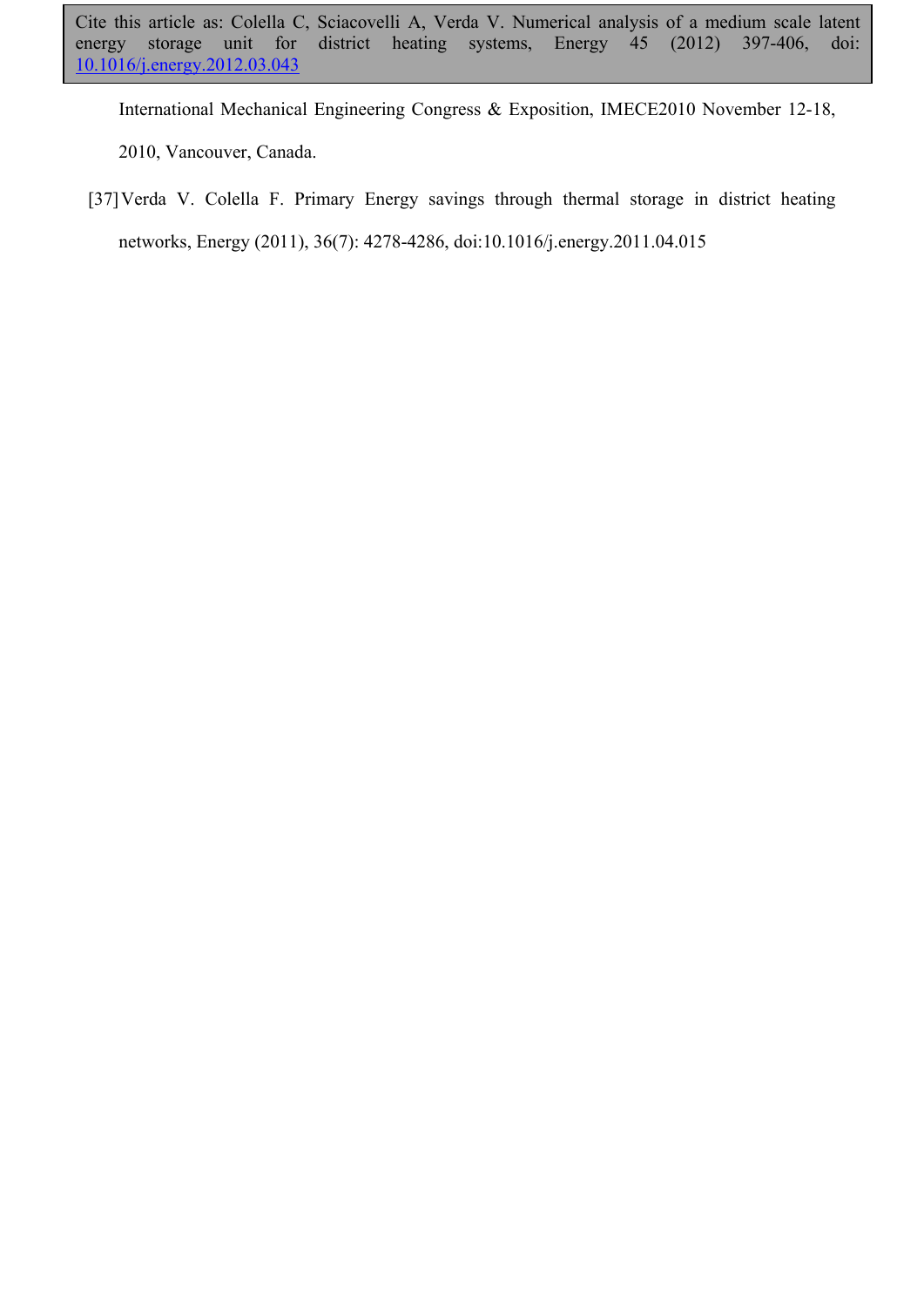International Mechanical Engineering Congress & Exposition, IMECE2010 November 12-18, 2010, Vancouver, Canada.

[37] Verda V. Colella F. Primary Energy savings through thermal storage in district heating networks, Energy (2011), 36(7): 4278-4286, doi:10.1016/j.energy.2011.04.015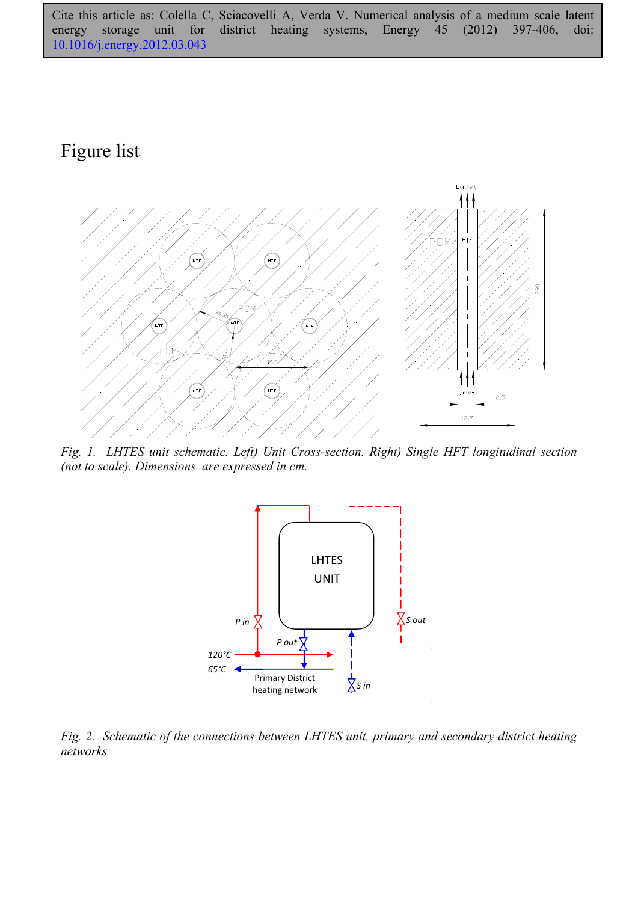Cite this article as: Colella C, Sciacovelli A, Verda V. Numerical analysis of a medium scale latent energy storage unit for district heating systems, Energy 45 (2012) 397-406, doi: 10.1016/j.energy.2012.03.043

# Figure list

*Fig. 1. LHTES unit schematic. Left) Unit Cross-section. Right) Single HFT longitudinal section (not to scale). Dimensions are expressed in cm.*

*Fig. 2. Schematic of the connections between LHTES unit, primary and secondary district heating networks*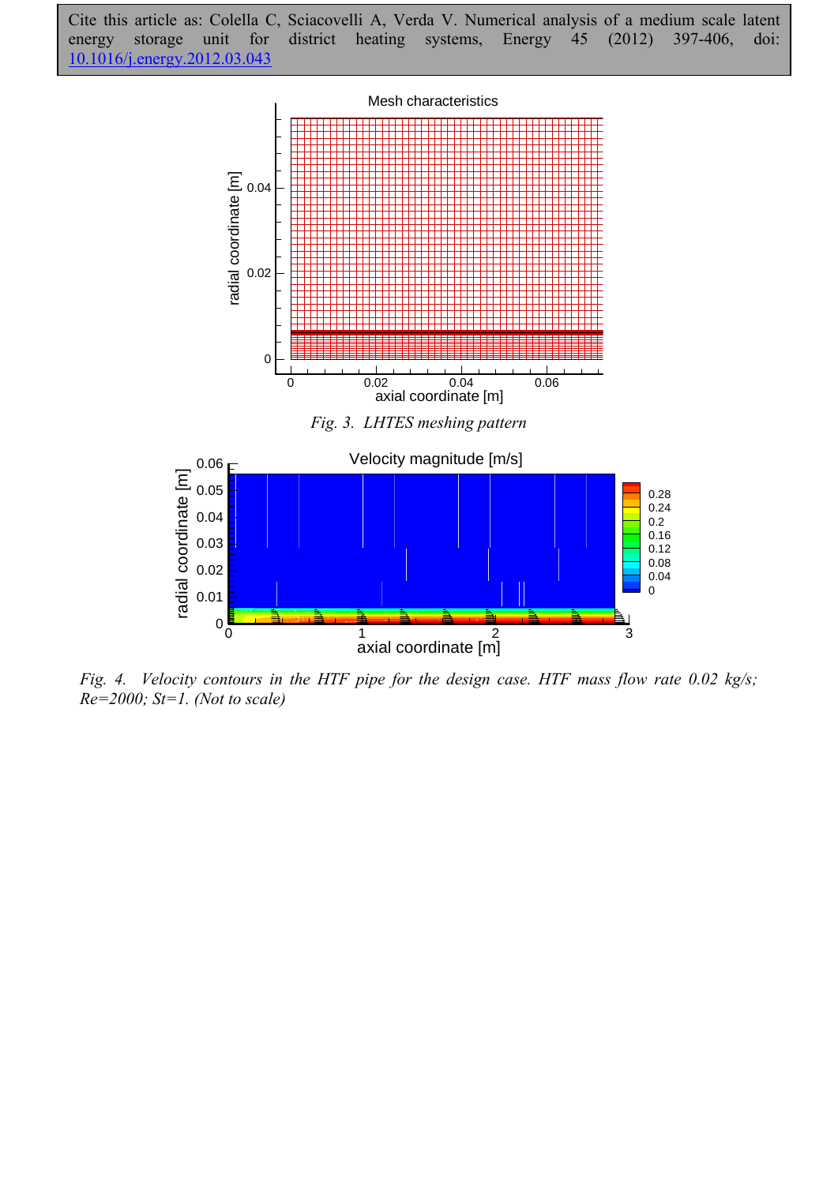Cite this article as: Colella C, Sciacovelli A, Verda V. Numerical analysis of a medium scale latent energy storage unit for district heating systems, Energy 45 (2012) 397-406, doi: 10.1016/j.energy.2012.03.043

*Fig. 3. LHTES meshing pattern*

*Fig. 4. Velocity contours in the HTF pipe for the design case. HTF mass flow rate 0.02 kg/s; Re=2000; St=1. (Not to scale)*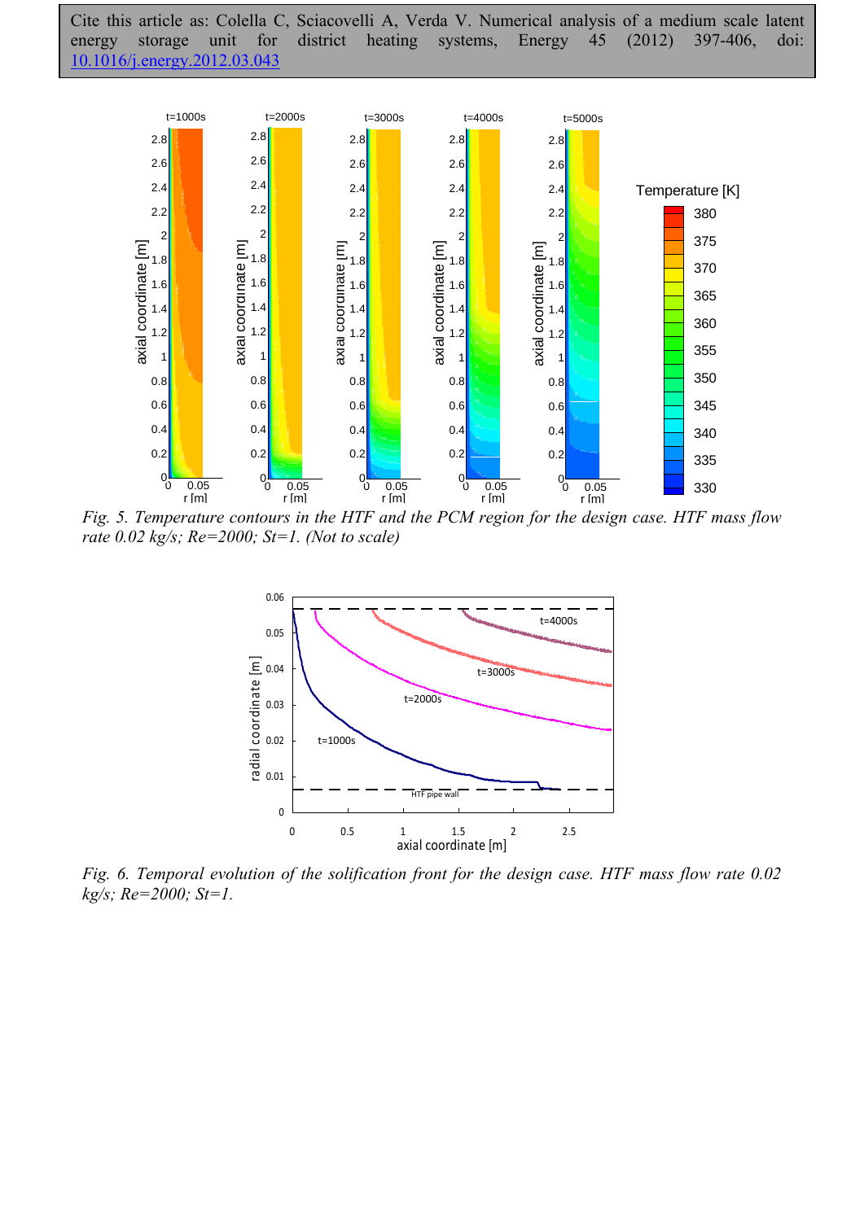Cite this article as: Colella C, Sciacovelli A, Verda V. Numerical analysis of a medium scale latent energy storage unit for district heating systems, Energy 45 (2012) 397-406, doi: 10.1016/j.energy.2012.03.043

*Fig. 5. Temperature contours in the HTF and the PCM region for the design case. HTF mass flow rate 0.02 kg/s; Re=2000; St=1. (Not to scale)*

*Fig. 6. Temporal evolution of the solification front for the design case. HTF mass flow rate 0.02 kg/s; Re=2000; St=1.*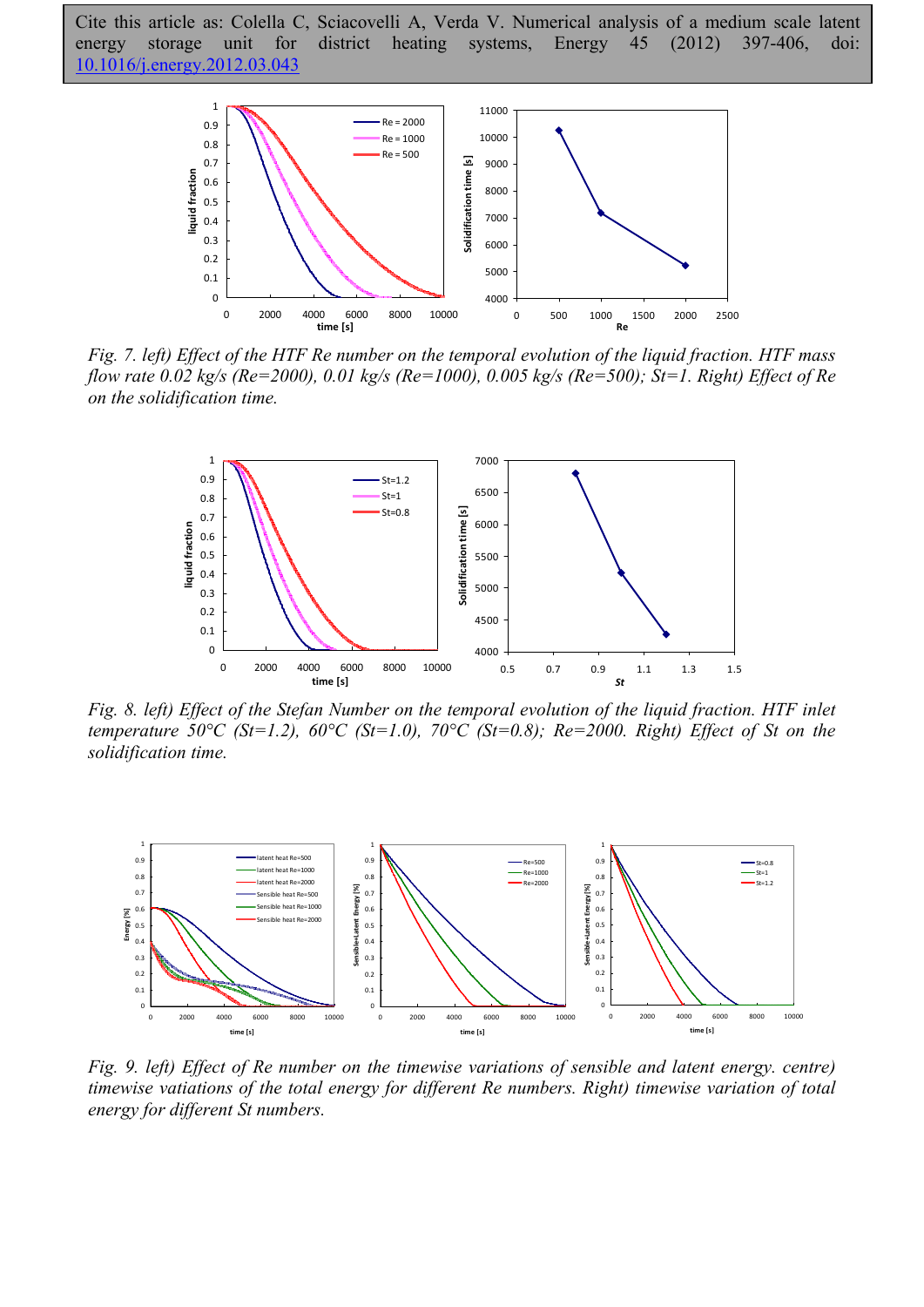Cite this article as: Colella C, Sciacovelli A, Verda V. Numerical analysis of a medium scale latent energy storage unit for district heating systems, Energy 45 (2012) 397-406, doi: 10.1016/j.energy.2012.03.043

*Fig. 7. left) Effect of the HTF Re number on the temporal evolution of the liquid fraction. HTF mass flow rate 0.02 kg/s (Re=2000), 0.01 kg/s (Re=1000), 0.005 kg/s (Re=500); St=1. Right) Effect of Re on the solidification time.*

*Fig. 8. left) Effect of the Stefan Number on the temporal evolution of the liquid fraction. HTF inlet temperature 50°C (St=1.2), 60°C (St=1.0), 70°C (St=0.8); Re=2000. Right) Effect of St on the solidification time.*

*Fig. 9. left) Effect of Re number on the timewise variations of sensible and latent energy. centre) timewise vatiations of the total energy for different Re numbers. Right) timewise variation of total energy for different St numbers.*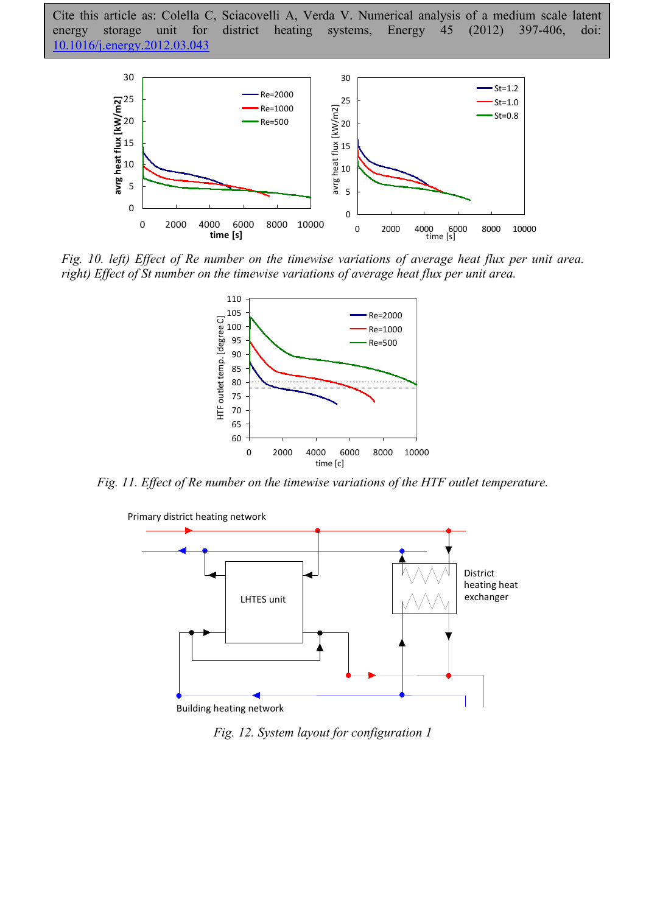Cite this article as: Colella C, Sciacovelli A, Verda V. Numerical analysis of a medium scale latent energy storage unit for district heating systems, Energy 45 (2012) 397-406, doi: 10.1016/j.energy.2012.03.043

*Fig. 10. left) Effect of Re number on the timewise variations of average heat flux per unit area. right) Effect of St number on the timewise variations of average heat flux per unit area.*

*Fig. 11. Effect of Re number on the timewise variations of the HTF outlet temperature.*

*Fig. 12. System layout for configuration 1*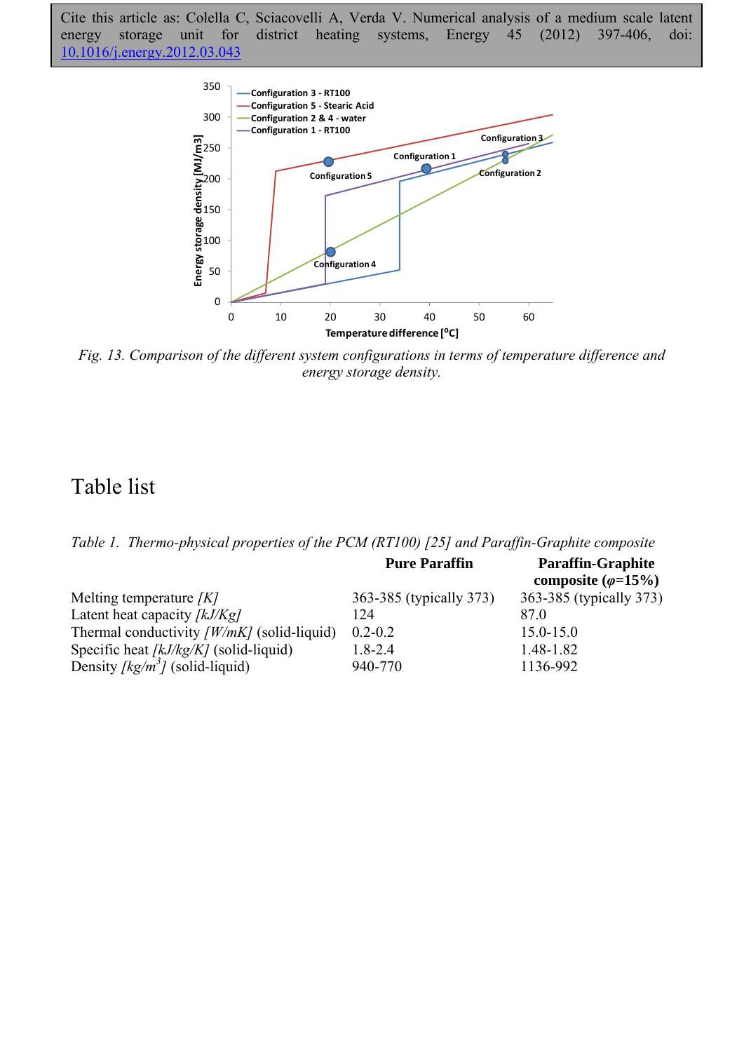Configuration 3 - RT100
Configuration 5 - Stearic Acid
Configuration 2 & 4 - water
Configuration 1 - RT100

350
300
250
200
150
100
50
0

Energy storage density [MJ/m3]

0 10 20 30 40 50 60

Temperature difference [°C]

Configuration 3
Configuration 1
Configuration 5
Configuration 2
Configuration 4

*Fig. 13. Comparison of the different system configurations in terms of temperature difference and energy storage density.*

# Table list

*Table 1. Thermo-physical properties of the PCM (RT100) [25] and Paraffin-Graphite composite*

| | **Pure Paraffin** | **Paraffin-Graphite composite ($\varphi$=15%)** |
|---|---|---|
| Melting temperature *[K]* | 363-385 (typically 373) | 363-385 (typically 373) |
| Latent heat capacity *[kJ/Kg]* | 124 | 87.0 |
| Thermal conductivity *[W/mK]* (solid-liquid) | 0.2-0.2 | 15.0-15.0 |
| Specific heat *[kJ/kg/K]* (solid-liquid) | 1.8-2.4 | 1.48-1.82 |
| Density *[kg/m$^3$]* (solid-liquid) | 940-770 | 1136-992 |